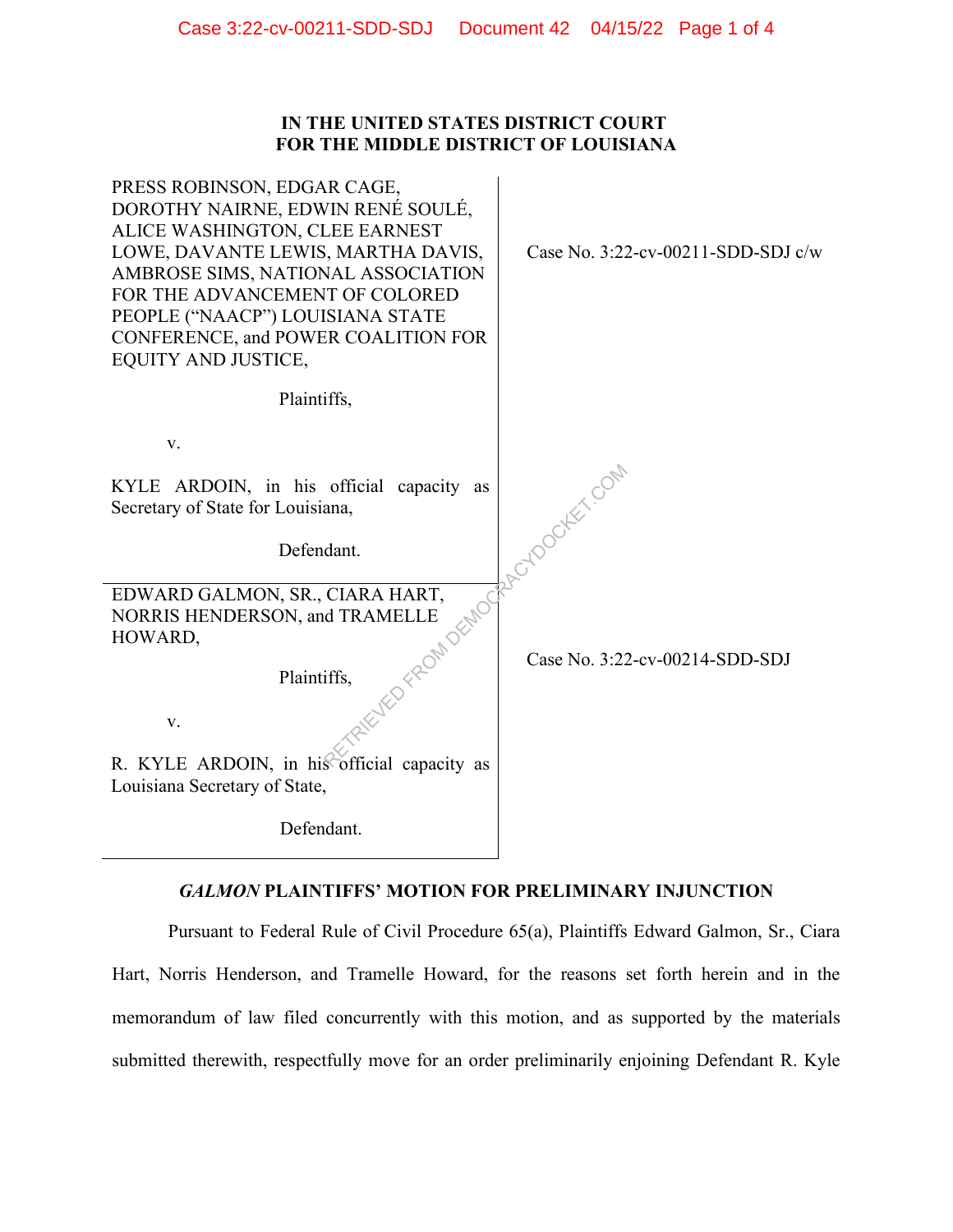**IN THE UNITED STATES DISTRICT COURT**
**FOR THE MIDDLE DISTRICT OF LOUISIANA**

| | |
|---|---|
| PRESS ROBINSON, EDGAR CAGE, DOROTHY NAIRNE, EDWIN RENÉ SOULÉ, ALICE WASHINGTON, CLEE EARNEST LOWE, DAVANTE LEWIS, MARTHA DAVIS, AMBROSE SIMS, NATIONAL ASSOCIATION FOR THE ADVANCEMENT OF COLORED PEOPLE ("NAACP") LOUISIANA STATE CONFERENCE, and POWER COALITION FOR EQUITY AND JUSTICE,<br><br>Plaintiffs,<br><br>v.<br><br>KYLE ARDOIN, in his official capacity as Secretary of State for Louisiana,<br><br>Defendant. | Case No. 3:22-cv-00211-SDD-SDJ c/w |
| EDWARD GALMON, SR., CIARA HART, NORRIS HENDERSON, and TRAMELLE HOWARD,<br><br>Plaintiffs,<br><br>v.<br><br>R. KYLE ARDOIN, in his official capacity as Louisiana Secretary of State,<br><br>Defendant. | Case No. 3:22-cv-00214-SDD-SDJ |

## *GALMON* PLAINTIFFS' MOTION FOR PRELIMINARY INJUNCTION

Pursuant to Federal Rule of Civil Procedure 65(a), Plaintiffs Edward Galmon, Sr., Ciara Hart, Norris Henderson, and Tramelle Howard, for the reasons set forth herein and in the memorandum of law filed concurrently with this motion, and as supported by the materials submitted therewith, respectfully move for an order preliminarily enjoining Defendant R. Kyle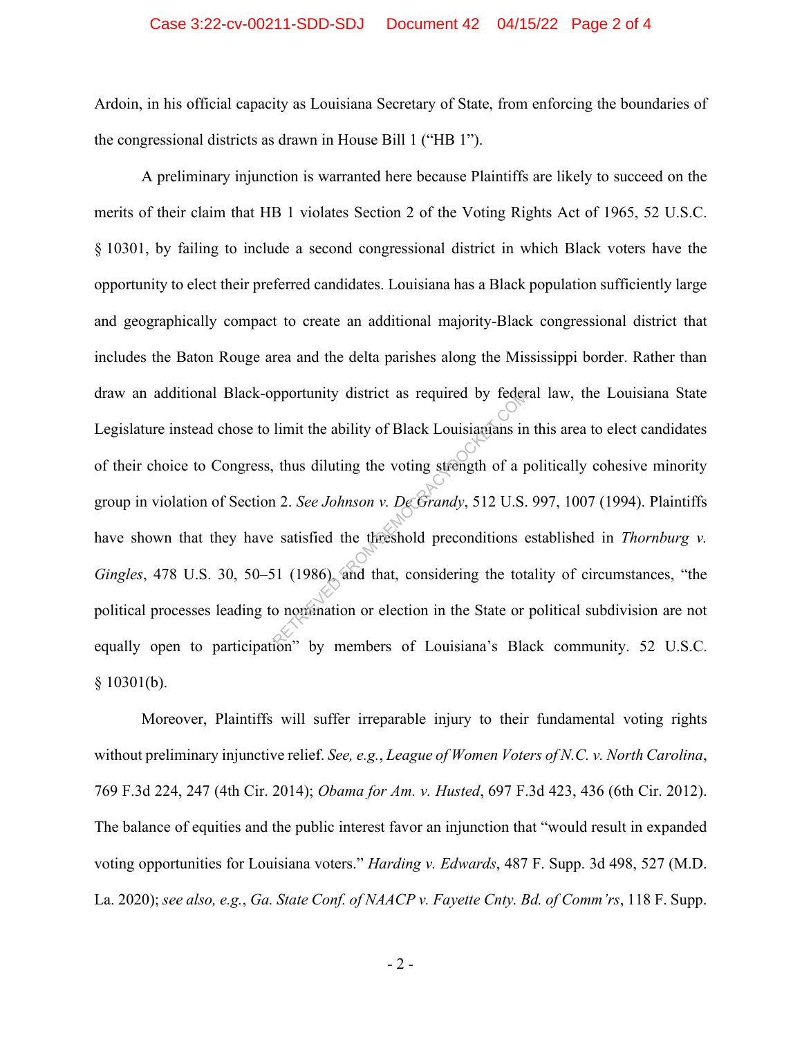Ardoin, in his official capacity as Louisiana Secretary of State, from enforcing the boundaries of the congressional districts as drawn in House Bill 1 ("HB 1").

A preliminary injunction is warranted here because Plaintiffs are likely to succeed on the merits of their claim that HB 1 violates Section 2 of the Voting Rights Act of 1965, 52 U.S.C. § 10301, by failing to include a second congressional district in which Black voters have the opportunity to elect their preferred candidates. Louisiana has a Black population sufficiently large and geographically compact to create an additional majority-Black congressional district that includes the Baton Rouge area and the delta parishes along the Mississippi border. Rather than draw an additional Black-opportunity district as required by federal law, the Louisiana State Legislature instead chose to limit the ability of Black Louisianians in this area to elect candidates of their choice to Congress, thus diluting the voting strength of a politically cohesive minority group in violation of Section 2. *See Johnson v. De Grandy*, 512 U.S. 997, 1007 (1994). Plaintiffs have shown that they have satisfied the threshold preconditions established in *Thornburg v. Gingles*, 478 U.S. 30, 50–51 (1986), and that, considering the totality of circumstances, "the political processes leading to nomination or election in the State or political subdivision are not equally open to participation" by members of Louisiana's Black community. 52 U.S.C. § 10301(b).

Moreover, Plaintiffs will suffer irreparable injury to their fundamental voting rights without preliminary injunctive relief. *See, e.g.*, *League of Women Voters of N.C. v. North Carolina*, 769 F.3d 224, 247 (4th Cir. 2014); *Obama for Am. v. Husted*, 697 F.3d 423, 436 (6th Cir. 2012). The balance of equities and the public interest favor an injunction that "would result in expanded voting opportunities for Louisiana voters." *Harding v. Edwards*, 487 F. Supp. 3d 498, 527 (M.D. La. 2020); *see also, e.g.*, *Ga. State Conf. of NAACP v. Fayette Cnty. Bd. of Comm'rs*, 118 F. Supp.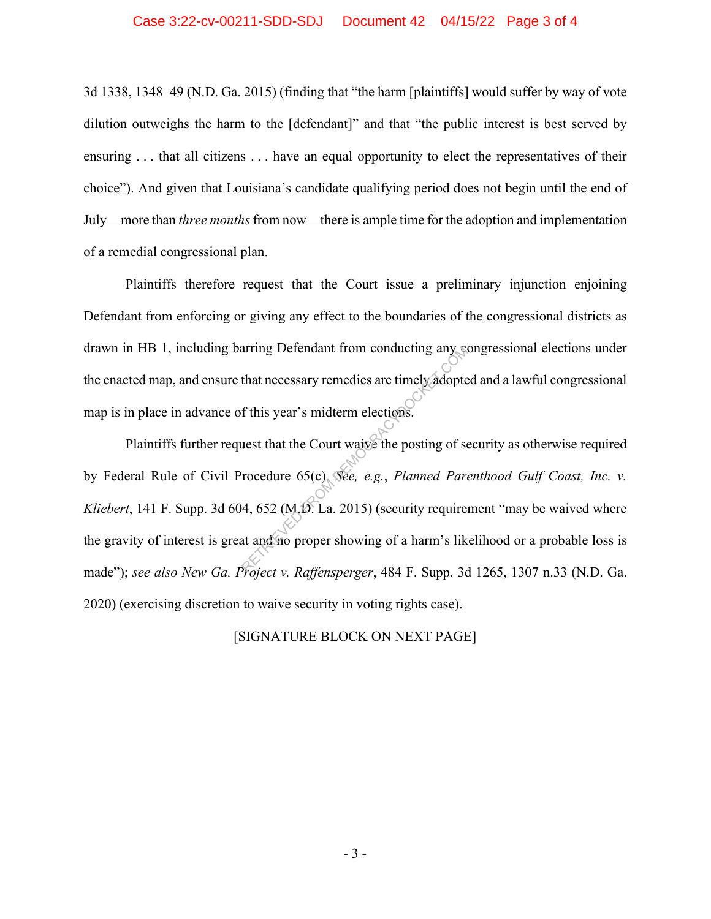3d 1338, 1348–49 (N.D. Ga. 2015) (finding that "the harm [plaintiffs] would suffer by way of vote dilution outweighs the harm to the [defendant]" and that "the public interest is best served by ensuring . . . that all citizens . . . have an equal opportunity to elect the representatives of their choice"). And given that Louisiana's candidate qualifying period does not begin until the end of July—more than *three months* from now—there is ample time for the adoption and implementation of a remedial congressional plan.

Plaintiffs therefore request that the Court issue a preliminary injunction enjoining Defendant from enforcing or giving any effect to the boundaries of the congressional districts as drawn in HB 1, including barring Defendant from conducting any congressional elections under the enacted map, and ensure that necessary remedies are timely adopted and a lawful congressional map is in place in advance of this year's midterm elections.

Plaintiffs further request that the Court waive the posting of security as otherwise required by Federal Rule of Civil Procedure 65(c). *See, e.g.*, *Planned Parenthood Gulf Coast, Inc. v. Kliebert*, 141 F. Supp. 3d 604, 652 (M.D. La. 2015) (security requirement "may be waived where the gravity of interest is great and no proper showing of a harm's likelihood or a probable loss is made"); *see also New Ga. Project v. Raffensperger*, 484 F. Supp. 3d 1265, 1307 n.33 (N.D. Ga. 2020) (exercising discretion to waive security in voting rights case).

[SIGNATURE BLOCK ON NEXT PAGE]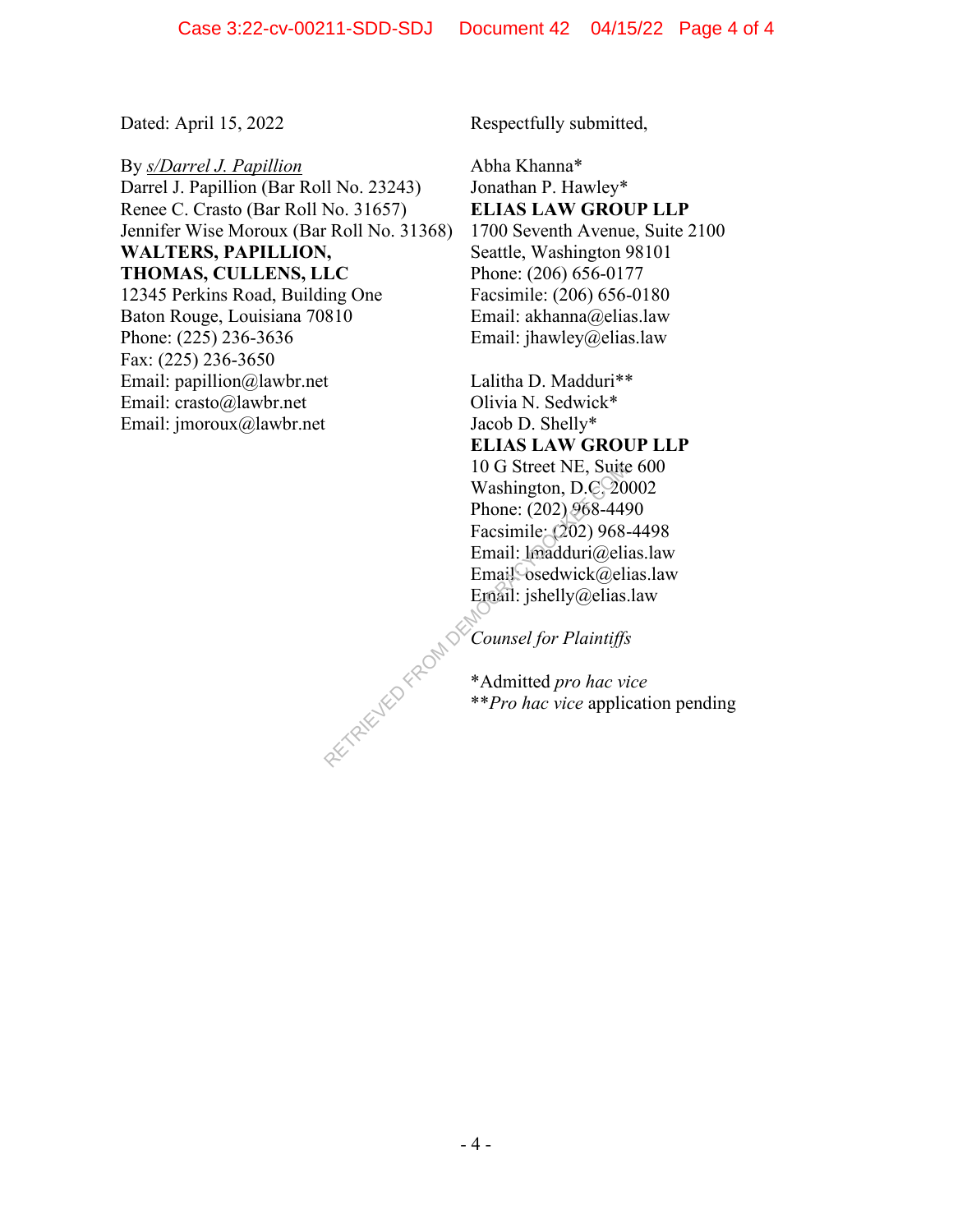Dated: April 15, 2022

By *s/Darrel J. Papillion*
Darrel J. Papillion (Bar Roll No. 23243)
Renee C. Crasto (Bar Roll No. 31657)
Jennifer Wise Moroux (Bar Roll No. 31368)
**WALTERS, PAPILLION, THOMAS, CULLENS, LLC**
12345 Perkins Road, Building One
Baton Rouge, Louisiana 70810
Phone: (225) 236-3636
Fax: (225) 236-3650
Email: papillion@lawbr.net
Email: crasto@lawbr.net
Email: jmoroux@lawbr.net

Respectfully submitted,

Abha Khanna*
Jonathan P. Hawley*
**ELIAS LAW GROUP LLP**
1700 Seventh Avenue, Suite 2100
Seattle, Washington 98101
Phone: (206) 656-0177
Facsimile: (206) 656-0180
Email: akhanna@elias.law
Email: jhawley@elias.law

Lalitha D. Madduri**
Olivia N. Sedwick*
Jacob D. Shelly*
**ELIAS LAW GROUP LLP**
10 G Street NE, Suite 600
Washington, D.C. 20002
Phone: (202) 968-4490
Facsimile: (202) 968-4498
Email: lmadduri@elias.law
Email: osedwick@elias.law
Email: jshelly@elias.law

*Counsel for Plaintiffs*

*Admitted *pro hac vice*
***Pro hac vice* application pending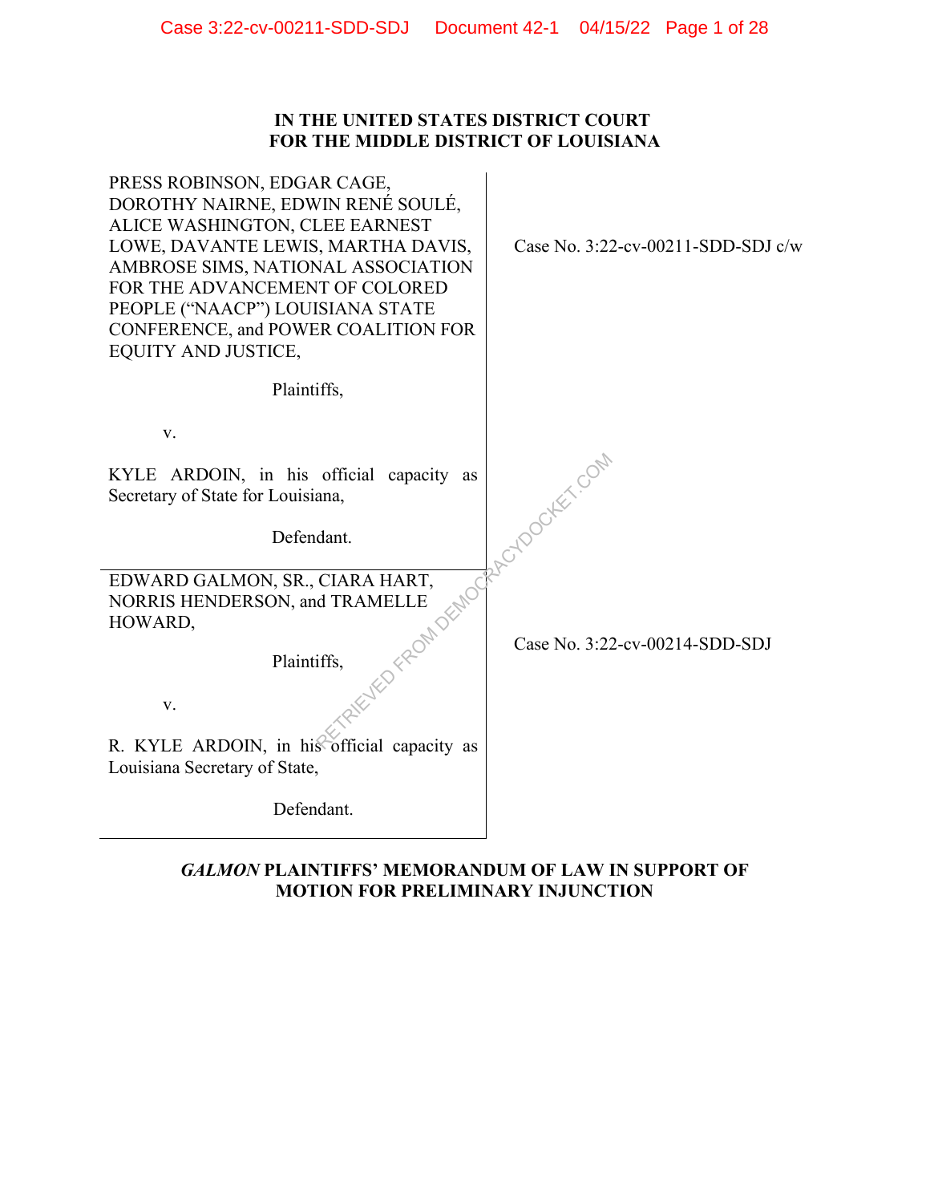IN THE UNITED STATES DISTRICT COURT
FOR THE MIDDLE DISTRICT OF LOUISIANA

| | |
|---|---|
| PRESS ROBINSON, EDGAR CAGE, DOROTHY NAIRNE, EDWIN RENÉ SOULÉ, ALICE WASHINGTON, CLEE EARNEST LOWE, DAVANTE LEWIS, MARTHA DAVIS, AMBROSE SIMS, NATIONAL ASSOCIATION FOR THE ADVANCEMENT OF COLORED PEOPLE ("NAACP") LOUISIANA STATE CONFERENCE, and POWER COALITION FOR EQUITY AND JUSTICE,<br><br>Plaintiffs,<br><br>v.<br><br>KYLE ARDOIN, in his official capacity as Secretary of State for Louisiana,<br><br>Defendant. | Case No. 3:22-cv-00211-SDD-SDJ c/w |
| EDWARD GALMON, SR., CIARA HART, NORRIS HENDERSON, and TRAMELLE HOWARD,<br><br>Plaintiffs,<br><br>v.<br><br>R. KYLE ARDOIN, in his official capacity as Louisiana Secretary of State,<br><br>Defendant. | Case No. 3:22-cv-00214-SDD-SDJ |

***GALMON* PLAINTIFFS' MEMORANDUM OF LAW IN SUPPORT OF MOTION FOR PRELIMINARY INJUNCTION**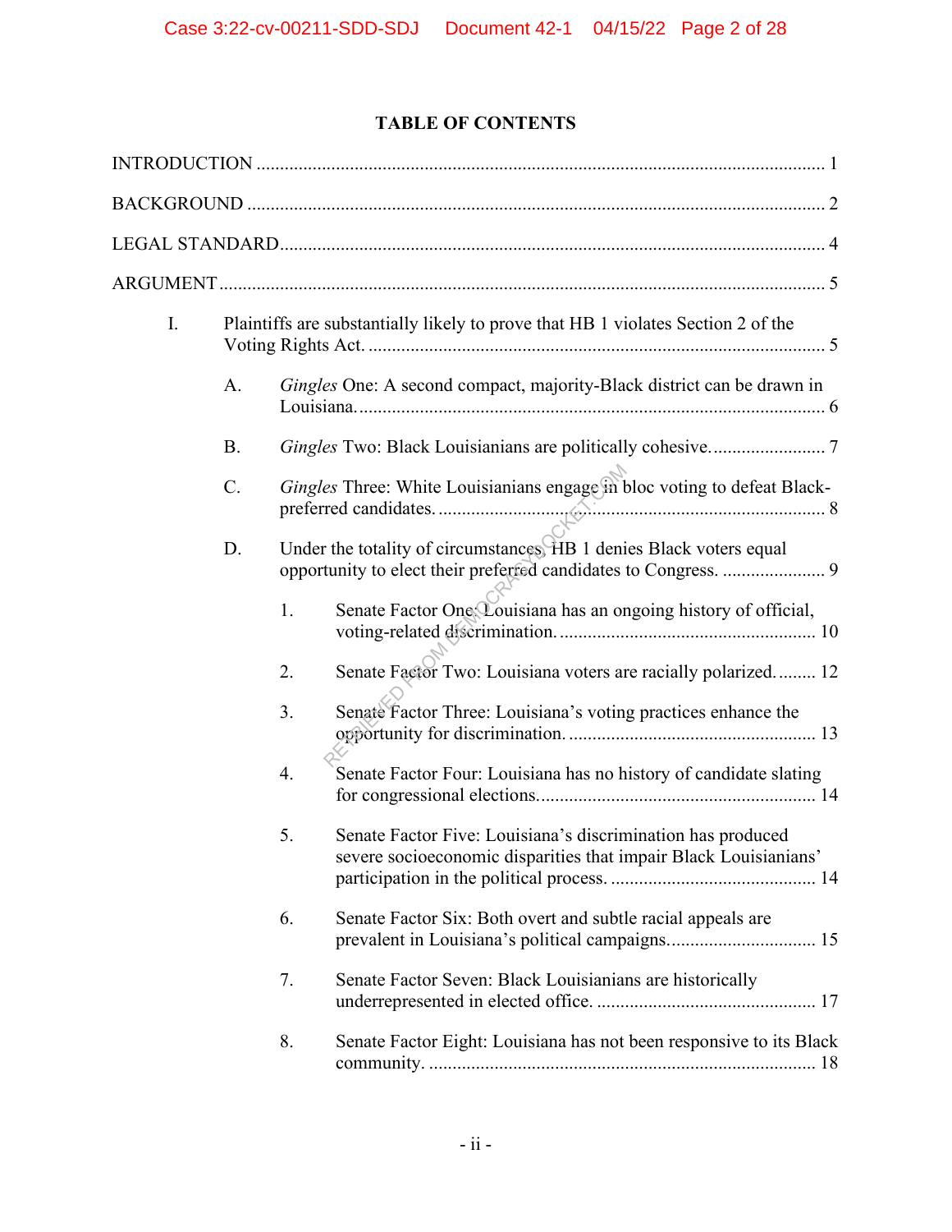# TABLE OF CONTENTS

INTRODUCTION ........................................................................................................................ 1

BACKGROUND ......................................................................................................................... 2

LEGAL STANDARD.................................................................................................................. 4

ARGUMENT ............................................................................................................................... 5

I. Plaintiffs are substantially likely to prove that HB 1 violates Section 2 of the Voting Rights Act. ................................................................................................ 5

A. *Gingles* One: A second compact, majority-Black district can be drawn in Louisiana. .................................................................................................. 6

B. *Gingles* Two: Black Louisianians are politically cohesive. ....................... 7

C. *Gingles* Three: White Louisianians engage in bloc voting to defeat Black-preferred candidates. ................................................................................. 8

D. Under the totality of circumstances, HB 1 denies Black voters equal opportunity to elect their preferred candidates to Congress. ..................... 9

1. Senate Factor One: Louisiana has an ongoing history of official, voting-related discrimination. ..................................................... 10

2. Senate Factor Two: Louisiana voters are racially polarized. ........ 12

3. Senate Factor Three: Louisiana's voting practices enhance the opportunity for discrimination. .................................................... 13

4. Senate Factor Four: Louisiana has no history of candidate slating for congressional elections. .......................................................... 14

5. Senate Factor Five: Louisiana's discrimination has produced severe socioeconomic disparities that impair Black Louisianians' participation in the political process. ........................................... 14

6. Senate Factor Six: Both overt and subtle racial appeals are prevalent in Louisiana's political campaigns. .............................. 15

7. Senate Factor Seven: Black Louisianians are historically underrepresented in elected office. ............................................... 17

8. Senate Factor Eight: Louisiana has not been responsive to its Black community. .................................................................................. 18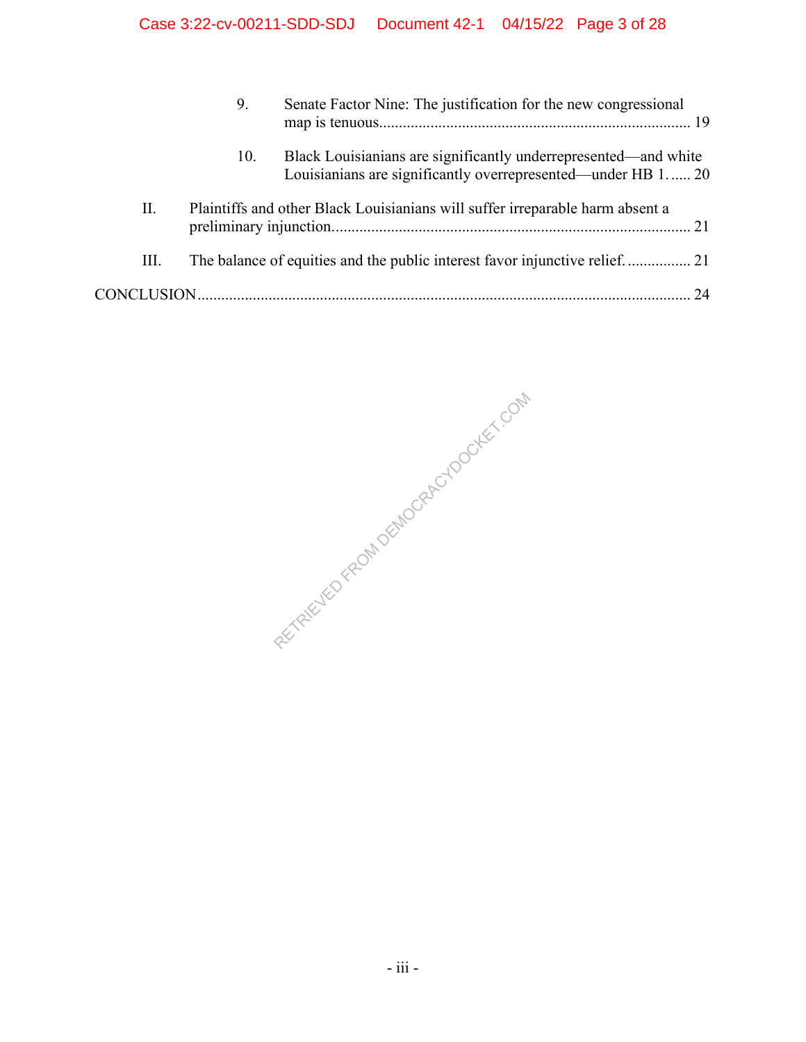9. Senate Factor Nine: The justification for the new congressional map is tenuous .............................................................................. 19

10. Black Louisianians are significantly underrepresented—and white Louisianians are significantly overrepresented—under HB 1. ..... 20

II. Plaintiffs and other Black Louisianians will suffer irreparable harm absent a preliminary injunction. ......................................................................................... 21

III. The balance of equities and the public interest favor injunctive relief. ................ 21

CONCLUSION ........................................................................................................................... 24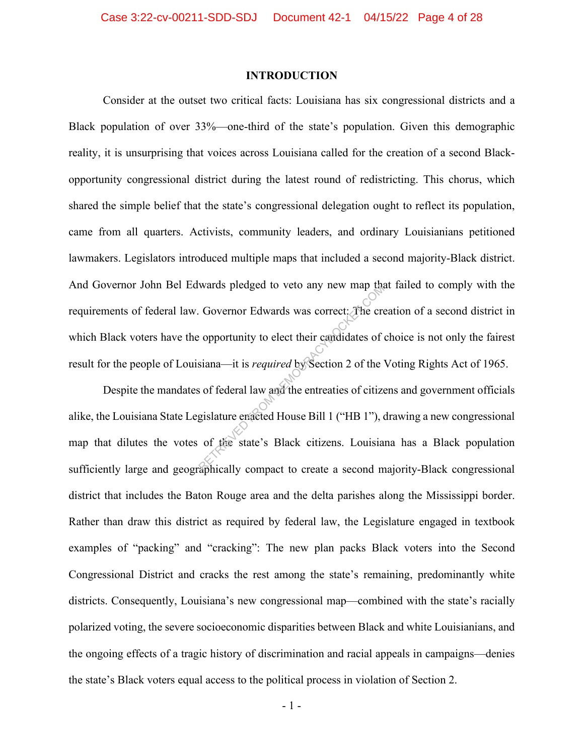## INTRODUCTION

Consider at the outset two critical facts: Louisiana has six congressional districts and a Black population of over 33%—one-third of the state's population. Given this demographic reality, it is unsurprising that voices across Louisiana called for the creation of a second Black-opportunity congressional district during the latest round of redistricting. This chorus, which shared the simple belief that the state's congressional delegation ought to reflect its population, came from all quarters. Activists, community leaders, and ordinary Louisianians petitioned lawmakers. Legislators introduced multiple maps that included a second majority-Black district. And Governor John Bel Edwards pledged to veto any new map that failed to comply with the requirements of federal law. Governor Edwards was correct: The creation of a second district in which Black voters have the opportunity to elect their candidates of choice is not only the fairest result for the people of Louisiana—it is *required* by Section 2 of the Voting Rights Act of 1965.

Despite the mandates of federal law and the entreaties of citizens and government officials alike, the Louisiana State Legislature enacted House Bill 1 ("HB 1"), drawing a new congressional map that dilutes the votes of the state's Black citizens. Louisiana has a Black population sufficiently large and geographically compact to create a second majority-Black congressional district that includes the Baton Rouge area and the delta parishes along the Mississippi border. Rather than draw this district as required by federal law, the Legislature engaged in textbook examples of "packing" and "cracking": The new plan packs Black voters into the Second Congressional District and cracks the rest among the state's remaining, predominantly white districts. Consequently, Louisiana's new congressional map—combined with the state's racially polarized voting, the severe socioeconomic disparities between Black and white Louisianians, and the ongoing effects of a tragic history of discrimination and racial appeals in campaigns—denies the state's Black voters equal access to the political process in violation of Section 2.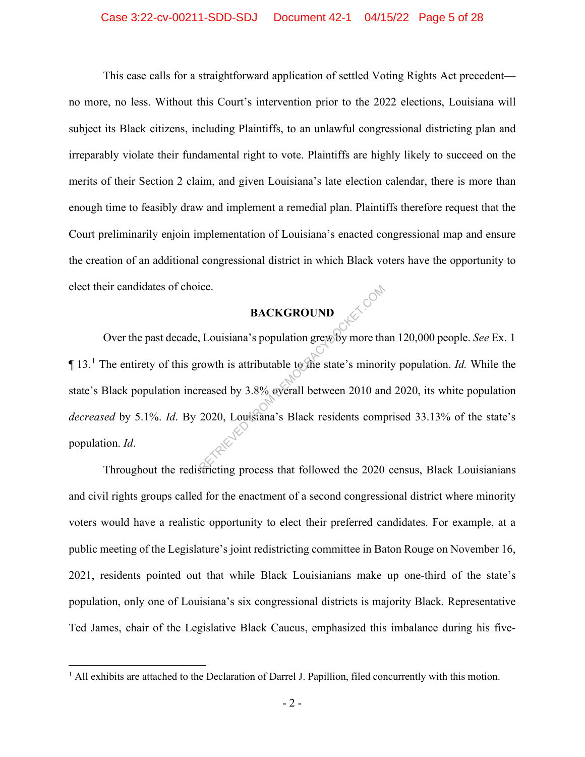This case calls for a straightforward application of settled Voting Rights Act precedent—no more, no less. Without this Court's intervention prior to the 2022 elections, Louisiana will subject its Black citizens, including Plaintiffs, to an unlawful congressional districting plan and irreparably violate their fundamental right to vote. Plaintiffs are highly likely to succeed on the merits of their Section 2 claim, and given Louisiana's late election calendar, there is more than enough time to feasibly draw and implement a remedial plan. Plaintiffs therefore request that the Court preliminarily enjoin implementation of Louisiana's enacted congressional map and ensure the creation of an additional congressional district in which Black voters have the opportunity to elect their candidates of choice.

## BACKGROUND

Over the past decade, Louisiana's population grew by more than 120,000 people. *See* Ex. 1 ¶ 13.[1] The entirety of this growth is attributable to the state's minority population. *Id.* While the state's Black population increased by 3.8% overall between 2010 and 2020, its white population *decreased* by 5.1%. *Id*. By 2020, Louisiana's Black residents comprised 33.13% of the state's population. *Id*.

Throughout the redistricting process that followed the 2020 census, Black Louisianians and civil rights groups called for the enactment of a second congressional district where minority voters would have a realistic opportunity to elect their preferred candidates. For example, at a public meeting of the Legislature's joint redistricting committee in Baton Rouge on November 16, 2021, residents pointed out that while Black Louisianians make up one-third of the state's population, only one of Louisiana's six congressional districts is majority Black. Representative Ted James, chair of the Legislative Black Caucus, emphasized this imbalance during his five-

[1] All exhibits are attached to the Declaration of Darrel J. Papillion, filed concurrently with this motion.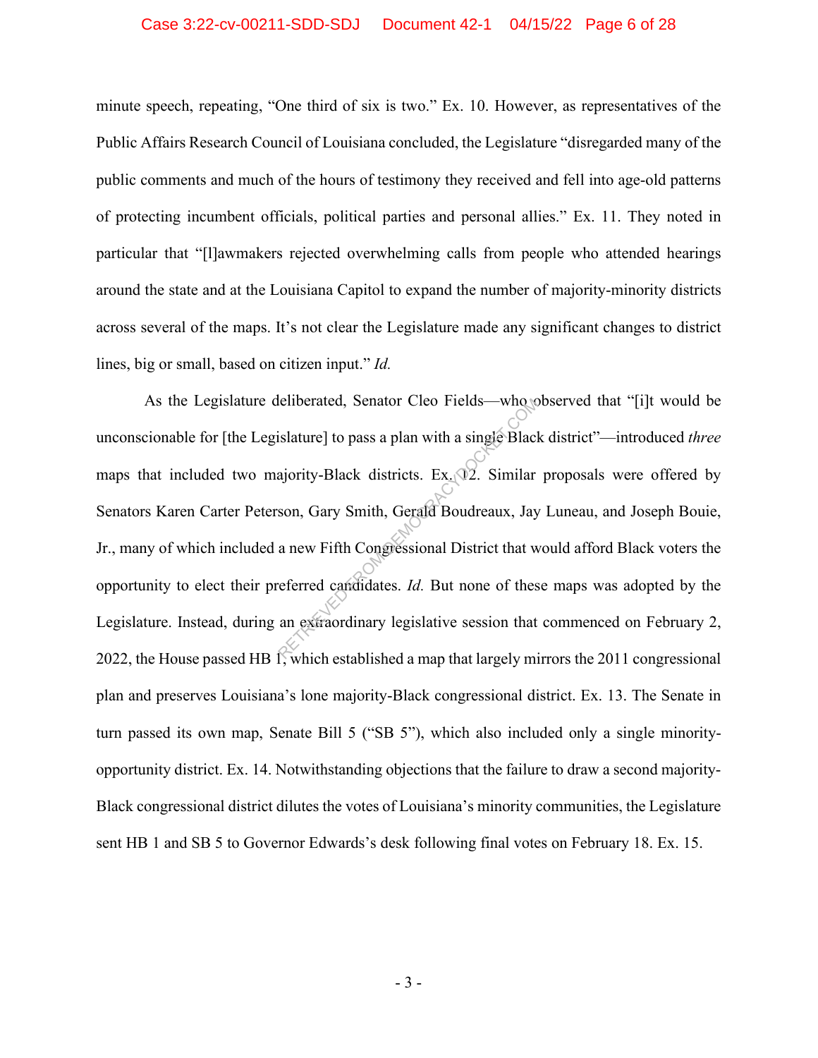minute speech, repeating, "One third of six is two." Ex. 10. However, as representatives of the Public Affairs Research Council of Louisiana concluded, the Legislature "disregarded many of the public comments and much of the hours of testimony they received and fell into age-old patterns of protecting incumbent officials, political parties and personal allies." Ex. 11. They noted in particular that "[l]awmakers rejected overwhelming calls from people who attended hearings around the state and at the Louisiana Capitol to expand the number of majority-minority districts across several of the maps. It's not clear the Legislature made any significant changes to district lines, big or small, based on citizen input." *Id.*

As the Legislature deliberated, Senator Cleo Fields—who observed that "[i]t would be unconscionable for [the Legislature] to pass a plan with a single Black district"—introduced *three* maps that included two majority-Black districts. Ex. 12. Similar proposals were offered by Senators Karen Carter Peterson, Gary Smith, Gerald Boudreaux, Jay Luneau, and Joseph Bouie, Jr., many of which included a new Fifth Congressional District that would afford Black voters the opportunity to elect their preferred candidates. *Id.* But none of these maps was adopted by the Legislature. Instead, during an extraordinary legislative session that commenced on February 2, 2022, the House passed HB 1, which established a map that largely mirrors the 2011 congressional plan and preserves Louisiana's lone majority-Black congressional district. Ex. 13. The Senate in turn passed its own map, Senate Bill 5 ("SB 5"), which also included only a single minority-opportunity district. Ex. 14. Notwithstanding objections that the failure to draw a second majority-Black congressional district dilutes the votes of Louisiana's minority communities, the Legislature sent HB 1 and SB 5 to Governor Edwards's desk following final votes on February 18. Ex. 15.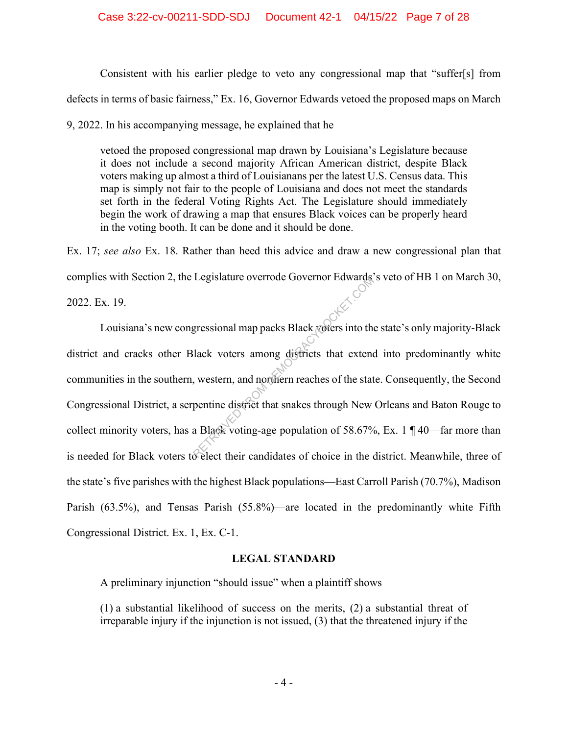Consistent with his earlier pledge to veto any congressional map that "suffer[s] from defects in terms of basic fairness," Ex. 16, Governor Edwards vetoed the proposed maps on March 9, 2022. In his accompanying message, he explained that he

> vetoed the proposed congressional map drawn by Louisiana's Legislature because it does not include a second majority African American district, despite Black voters making up almost a third of Louisianans per the latest U.S. Census data. This map is simply not fair to the people of Louisiana and does not meet the standards set forth in the federal Voting Rights Act. The Legislature should immediately begin the work of drawing a map that ensures Black voices can be properly heard in the voting booth. It can be done and it should be done.

Ex. 17; *see also* Ex. 18. Rather than heed this advice and draw a new congressional plan that complies with Section 2, the Legislature overrode Governor Edwards's veto of HB 1 on March 30, 2022. Ex. 19.

Louisiana's new congressional map packs Black voters into the state's only majority-Black district and cracks other Black voters among districts that extend into predominantly white communities in the southern, western, and northern reaches of the state. Consequently, the Second Congressional District, a serpentine district that snakes through New Orleans and Baton Rouge to collect minority voters, has a Black voting-age population of 58.67%, Ex. 1 ¶ 40—far more than is needed for Black voters to elect their candidates of choice in the district. Meanwhile, three of the state's five parishes with the highest Black populations—East Carroll Parish (70.7%), Madison Parish (63.5%), and Tensas Parish (55.8%)—are located in the predominantly white Fifth Congressional District. Ex. 1, Ex. C-1.

## LEGAL STANDARD

A preliminary injunction "should issue" when a plaintiff shows

> (1) a substantial likelihood of success on the merits, (2) a substantial threat of irreparable injury if the injunction is not issued, (3) that the threatened injury if the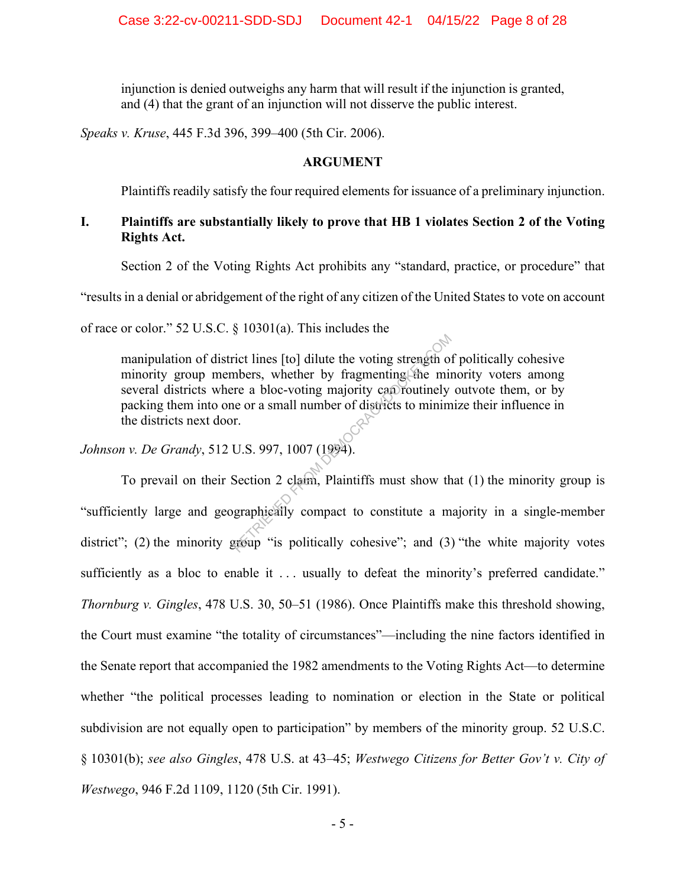injunction is denied outweighs any harm that will result if the injunction is granted, and (4) that the grant of an injunction will not disserve the public interest.

*Speaks v. Kruse*, 445 F.3d 396, 399–400 (5th Cir. 2006).

## ARGUMENT

Plaintiffs readily satisfy the four required elements for issuance of a preliminary injunction.

### I. Plaintiffs are substantially likely to prove that HB 1 violates Section 2 of the Voting Rights Act.

Section 2 of the Voting Rights Act prohibits any "standard, practice, or procedure" that "results in a denial or abridgement of the right of any citizen of the United States to vote on account of race or color." 52 U.S.C. § 10301(a). This includes the

> manipulation of district lines [to] dilute the voting strength of politically cohesive minority group members, whether by fragmenting the minority voters among several districts where a bloc-voting majority can routinely outvote them, or by packing them into one or a small number of districts to minimize their influence in the districts next door.

*Johnson v. De Grandy*, 512 U.S. 997, 1007 (1994).

To prevail on their Section 2 claim, Plaintiffs must show that (1) the minority group is "sufficiently large and geographically compact to constitute a majority in a single-member district"; (2) the minority group "is politically cohesive"; and (3) "the white majority votes sufficiently as a bloc to enable it . . . usually to defeat the minority's preferred candidate." *Thornburg v. Gingles*, 478 U.S. 30, 50–51 (1986). Once Plaintiffs make this threshold showing, the Court must examine "the totality of circumstances"—including the nine factors identified in the Senate report that accompanied the 1982 amendments to the Voting Rights Act—to determine whether "the political processes leading to nomination or election in the State or political subdivision are not equally open to participation" by members of the minority group. 52 U.S.C. § 10301(b); *see also Gingles*, 478 U.S. at 43–45; *Westwego Citizens for Better Gov't v. City of Westwego*, 946 F.2d 1109, 1120 (5th Cir. 1991).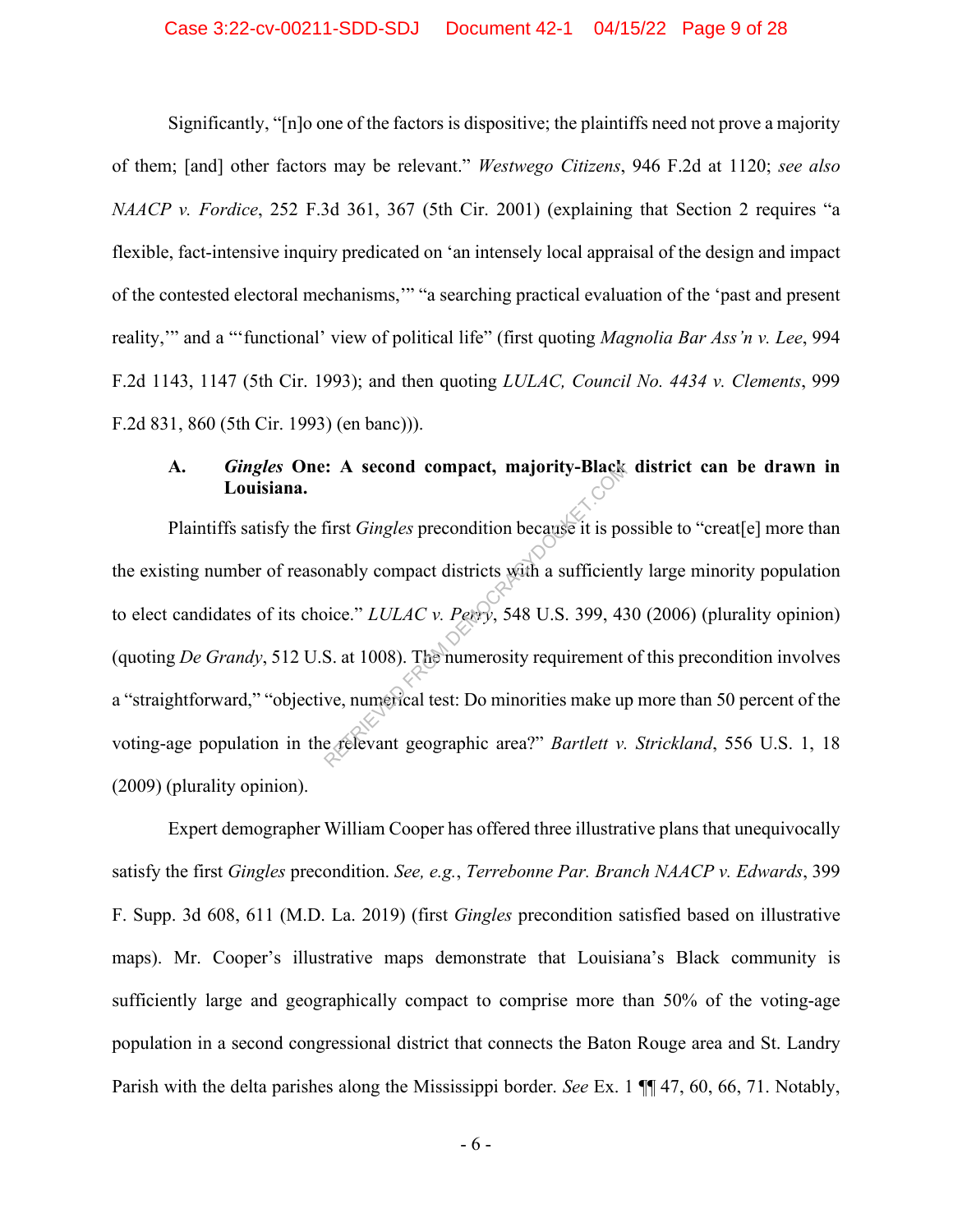Significantly, "[n]o one of the factors is dispositive; the plaintiffs need not prove a majority of them; [and] other factors may be relevant." *Westwego Citizens*, 946 F.2d at 1120; *see also NAACP v. Fordice*, 252 F.3d 361, 367 (5th Cir. 2001) (explaining that Section 2 requires "a flexible, fact-intensive inquiry predicated on 'an intensely local appraisal of the design and impact of the contested electoral mechanisms,'" "a searching practical evaluation of the 'past and present reality,'" and a "'functional' view of political life" (first quoting *Magnolia Bar Ass'n v. Lee*, 994 F.2d 1143, 1147 (5th Cir. 1993); and then quoting *LULAC, Council No. 4434 v. Clements*, 999 F.2d 831, 860 (5th Cir. 1993) (en banc))).

### A. *Gingles* One: A second compact, majority-Black district can be drawn in Louisiana.

Plaintiffs satisfy the first *Gingles* precondition because it is possible to "creat[e] more than the existing number of reasonably compact districts with a sufficiently large minority population to elect candidates of its choice." *LULAC v. Perry*, 548 U.S. 399, 430 (2006) (plurality opinion) (quoting *De Grandy*, 512 U.S. at 1008). The numerosity requirement of this precondition involves a "straightforward," "objective, numerical test: Do minorities make up more than 50 percent of the voting-age population in the relevant geographic area?" *Bartlett v. Strickland*, 556 U.S. 1, 18 (2009) (plurality opinion).

Expert demographer William Cooper has offered three illustrative plans that unequivocally satisfy the first *Gingles* precondition. *See, e.g.*, *Terrebonne Par. Branch NAACP v. Edwards*, 399 F. Supp. 3d 608, 611 (M.D. La. 2019) (first *Gingles* precondition satisfied based on illustrative maps). Mr. Cooper's illustrative maps demonstrate that Louisiana's Black community is sufficiently large and geographically compact to comprise more than 50% of the voting-age population in a second congressional district that connects the Baton Rouge area and St. Landry Parish with the delta parishes along the Mississippi border. *See* Ex. 1 ¶¶ 47, 60, 66, 71. Notably,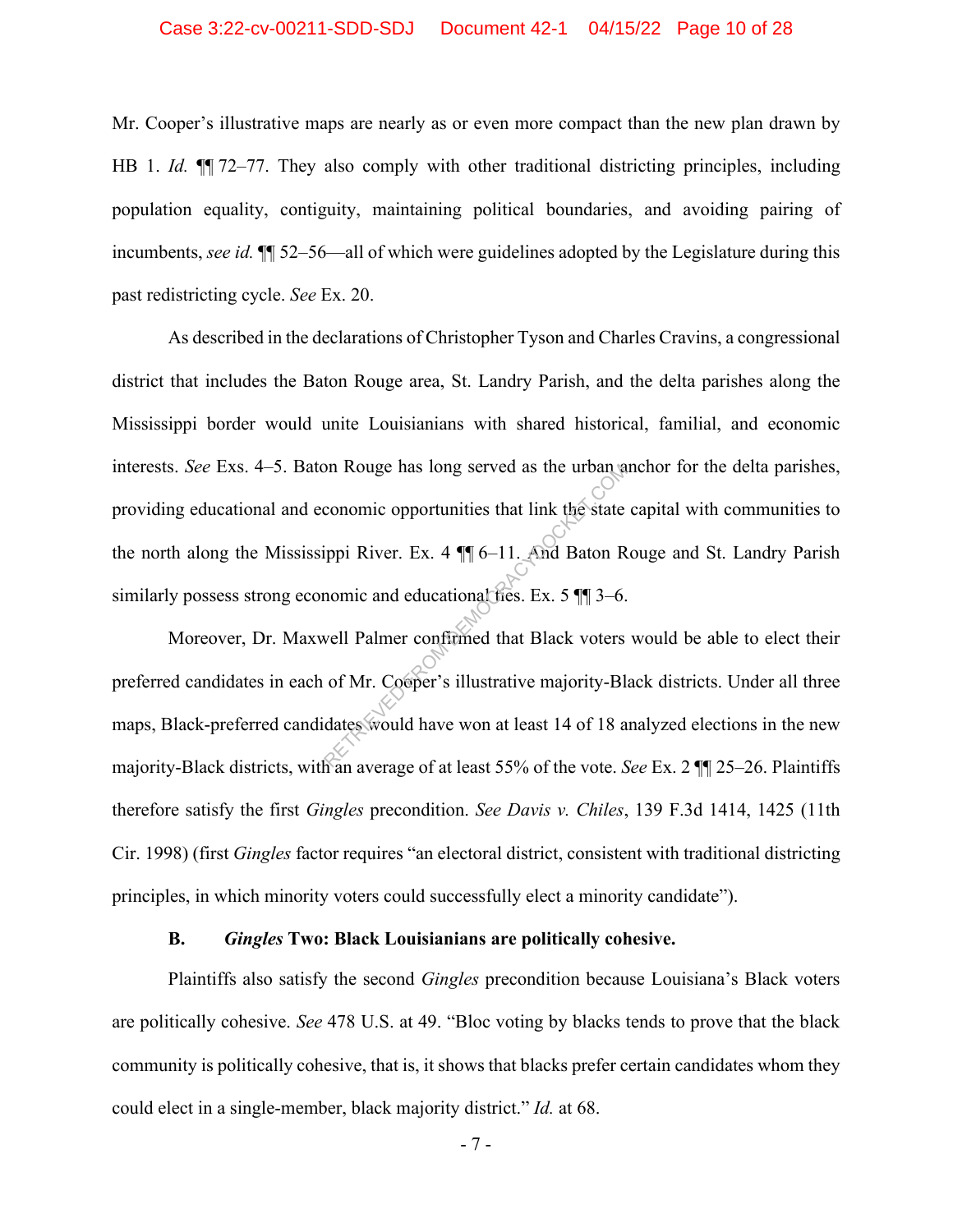Mr. Cooper's illustrative maps are nearly as or even more compact than the new plan drawn by HB 1. *Id.* ¶¶ 72–77. They also comply with other traditional districting principles, including population equality, contiguity, maintaining political boundaries, and avoiding pairing of incumbents, *see id.* ¶¶ 52–56—all of which were guidelines adopted by the Legislature during this past redistricting cycle. *See* Ex. 20.

As described in the declarations of Christopher Tyson and Charles Cravins, a congressional district that includes the Baton Rouge area, St. Landry Parish, and the delta parishes along the Mississippi border would unite Louisianians with shared historical, familial, and economic interests. *See* Exs. 4–5. Baton Rouge has long served as the urban anchor for the delta parishes, providing educational and economic opportunities that link the state capital with communities to the north along the Mississippi River. Ex. 4 ¶¶ 6–11. And Baton Rouge and St. Landry Parish similarly possess strong economic and educational ties. Ex. 5 ¶¶ 3–6.

Moreover, Dr. Maxwell Palmer confirmed that Black voters would be able to elect their preferred candidates in each of Mr. Cooper's illustrative majority-Black districts. Under all three maps, Black-preferred candidates would have won at least 14 of 18 analyzed elections in the new majority-Black districts, with an average of at least 55% of the vote. *See* Ex. 2 ¶¶ 25–26. Plaintiffs therefore satisfy the first *Gingles* precondition. *See Davis v. Chiles*, 139 F.3d 1414, 1425 (11th Cir. 1998) (first *Gingles* factor requires "an electoral district, consistent with traditional districting principles, in which minority voters could successfully elect a minority candidate").

### B. *Gingles* Two: Black Louisianians are politically cohesive.

Plaintiffs also satisfy the second *Gingles* precondition because Louisiana's Black voters are politically cohesive. *See* 478 U.S. at 49. "Bloc voting by blacks tends to prove that the black community is politically cohesive, that is, it shows that blacks prefer certain candidates whom they could elect in a single-member, black majority district." *Id.* at 68.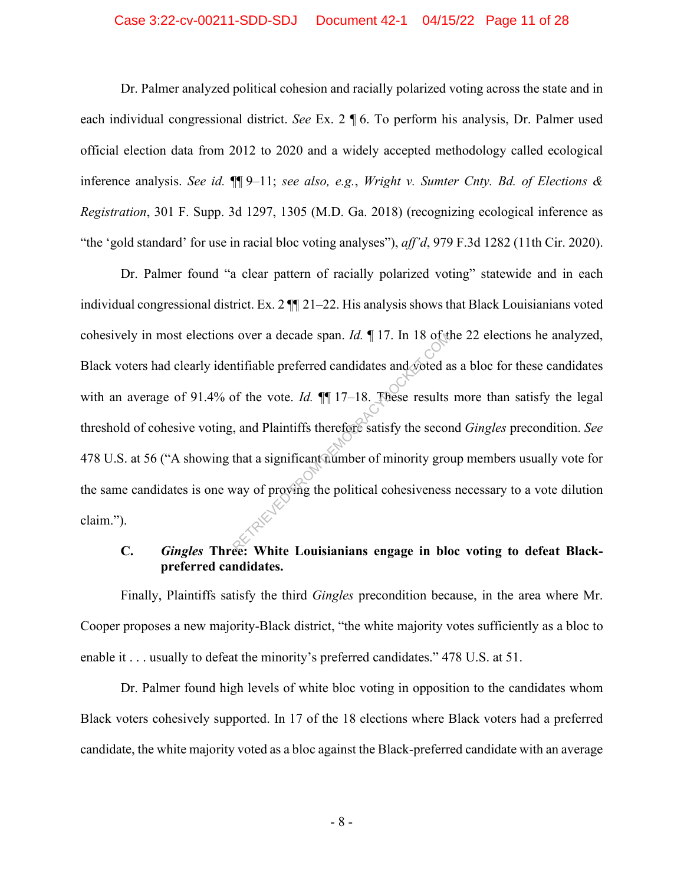Dr. Palmer analyzed political cohesion and racially polarized voting across the state and in each individual congressional district. *See* Ex. 2 ¶ 6. To perform his analysis, Dr. Palmer used official election data from 2012 to 2020 and a widely accepted methodology called ecological inference analysis. *See id.* ¶¶ 9–11; *see also, e.g.*, *Wright v. Sumter Cnty. Bd. of Elections & Registration*, 301 F. Supp. 3d 1297, 1305 (M.D. Ga. 2018) (recognizing ecological inference as "the 'gold standard' for use in racial bloc voting analyses"), *aff'd*, 979 F.3d 1282 (11th Cir. 2020).

Dr. Palmer found "a clear pattern of racially polarized voting" statewide and in each individual congressional district. Ex. 2 ¶¶ 21–22. His analysis shows that Black Louisianians voted cohesively in most elections over a decade span. *Id.* ¶ 17. In 18 of the 22 elections he analyzed, Black voters had clearly identifiable preferred candidates and voted as a bloc for these candidates with an average of 91.4% of the vote. *Id.* ¶¶ 17–18. These results more than satisfy the legal threshold of cohesive voting, and Plaintiffs therefore satisfy the second *Gingles* precondition. *See* 478 U.S. at 56 ("A showing that a significant number of minority group members usually vote for the same candidates is one way of proving the political cohesiveness necessary to a vote dilution claim.").

### C. *Gingles* Three: White Louisianians engage in bloc voting to defeat Black-preferred candidates.

Finally, Plaintiffs satisfy the third *Gingles* precondition because, in the area where Mr. Cooper proposes a new majority-Black district, "the white majority votes sufficiently as a bloc to enable it . . . usually to defeat the minority's preferred candidates." 478 U.S. at 51.

Dr. Palmer found high levels of white bloc voting in opposition to the candidates whom Black voters cohesively supported. In 17 of the 18 elections where Black voters had a preferred candidate, the white majority voted as a bloc against the Black-preferred candidate with an average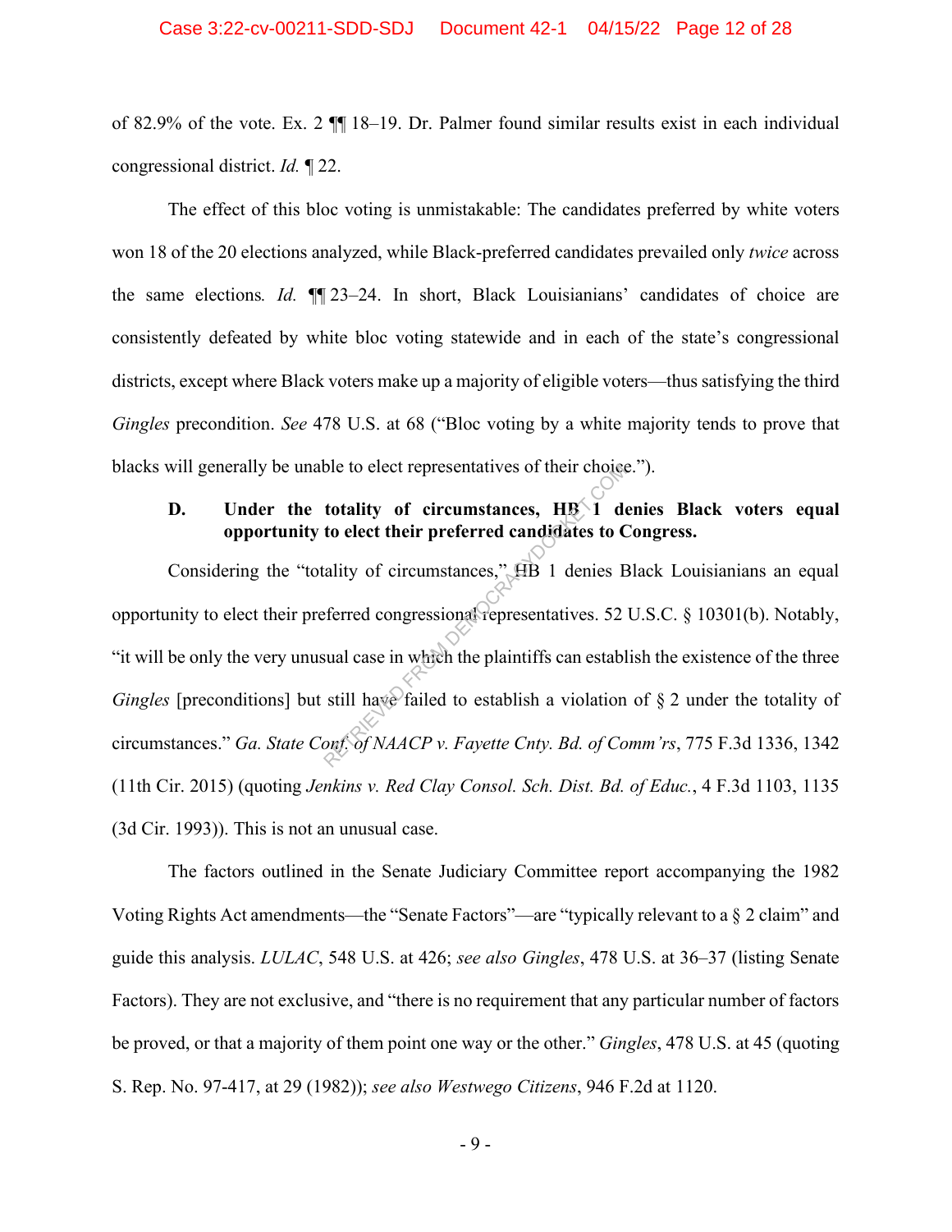of 82.9% of the vote. Ex. 2 ¶¶ 18–19. Dr. Palmer found similar results exist in each individual congressional district. *Id.* ¶ 22.

The effect of this bloc voting is unmistakable: The candidates preferred by white voters won 18 of the 20 elections analyzed, while Black-preferred candidates prevailed only *twice* across the same elections. *Id.* ¶¶ 23–24. In short, Black Louisianians' candidates of choice are consistently defeated by white bloc voting statewide and in each of the state's congressional districts, except where Black voters make up a majority of eligible voters—thus satisfying the third *Gingles* precondition. *See* 478 U.S. at 68 ("Bloc voting by a white majority tends to prove that blacks will generally be unable to elect representatives of their choice.").

### D. Under the totality of circumstances, HB 1 denies Black voters equal opportunity to elect their preferred candidates to Congress.

Considering the "totality of circumstances," HB 1 denies Black Louisianians an equal opportunity to elect their preferred congressional representatives. 52 U.S.C. § 10301(b). Notably, "it will be only the very unusual case in which the plaintiffs can establish the existence of the three *Gingles* [preconditions] but still have failed to establish a violation of § 2 under the totality of circumstances." *Ga. State Conf. of NAACP v. Fayette Cnty. Bd. of Comm'rs*, 775 F.3d 1336, 1342 (11th Cir. 2015) (quoting *Jenkins v. Red Clay Consol. Sch. Dist. Bd. of Educ.*, 4 F.3d 1103, 1135 (3d Cir. 1993)). This is not an unusual case.

The factors outlined in the Senate Judiciary Committee report accompanying the 1982 Voting Rights Act amendments—the "Senate Factors"—are "typically relevant to a § 2 claim" and guide this analysis. *LULAC*, 548 U.S. at 426; *see also Gingles*, 478 U.S. at 36–37 (listing Senate Factors). They are not exclusive, and "there is no requirement that any particular number of factors be proved, or that a majority of them point one way or the other." *Gingles*, 478 U.S. at 45 (quoting S. Rep. No. 97-417, at 29 (1982)); *see also Westwego Citizens*, 946 F.2d at 1120.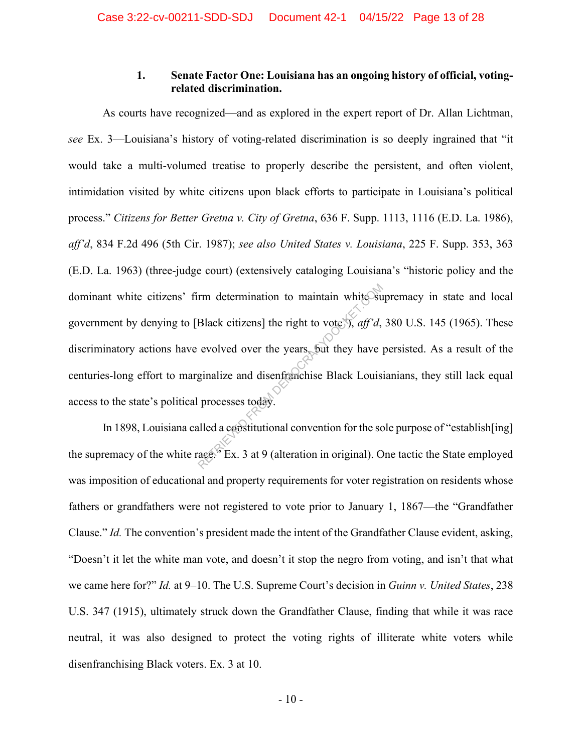### 1. Senate Factor One: Louisiana has an ongoing history of official, voting-related discrimination.

As courts have recognized—and as explored in the expert report of Dr. Allan Lichtman, *see* Ex. 3—Louisiana's history of voting-related discrimination is so deeply ingrained that "it would take a multi-volumed treatise to properly describe the persistent, and often violent, intimidation visited by white citizens upon black efforts to participate in Louisiana's political process." *Citizens for Better Gretna v. City of Gretna*, 636 F. Supp. 1113, 1116 (E.D. La. 1986), *aff'd*, 834 F.2d 496 (5th Cir. 1987); *see also United States v. Louisiana*, 225 F. Supp. 353, 363 (E.D. La. 1963) (three-judge court) (extensively cataloging Louisiana's "historic policy and the dominant white citizens' firm determination to maintain white supremacy in state and local government by denying to [Black citizens] the right to vote"), *aff'd*, 380 U.S. 145 (1965). These discriminatory actions have evolved over the years, but they have persisted. As a result of the centuries-long effort to marginalize and disenfranchise Black Louisianians, they still lack equal access to the state's political processes today.

In 1898, Louisiana called a constitutional convention for the sole purpose of "establish[ing] the supremacy of the white race." Ex. 3 at 9 (alteration in original). One tactic the State employed was imposition of educational and property requirements for voter registration on residents whose fathers or grandfathers were not registered to vote prior to January 1, 1867—the "Grandfather Clause." *Id.* The convention's president made the intent of the Grandfather Clause evident, asking, "Doesn't it let the white man vote, and doesn't it stop the negro from voting, and isn't that what we came here for?" *Id.* at 9–10. The U.S. Supreme Court's decision in *Guinn v. United States*, 238 U.S. 347 (1915), ultimately struck down the Grandfather Clause, finding that while it was race neutral, it was also designed to protect the voting rights of illiterate white voters while disenfranchising Black voters. Ex. 3 at 10.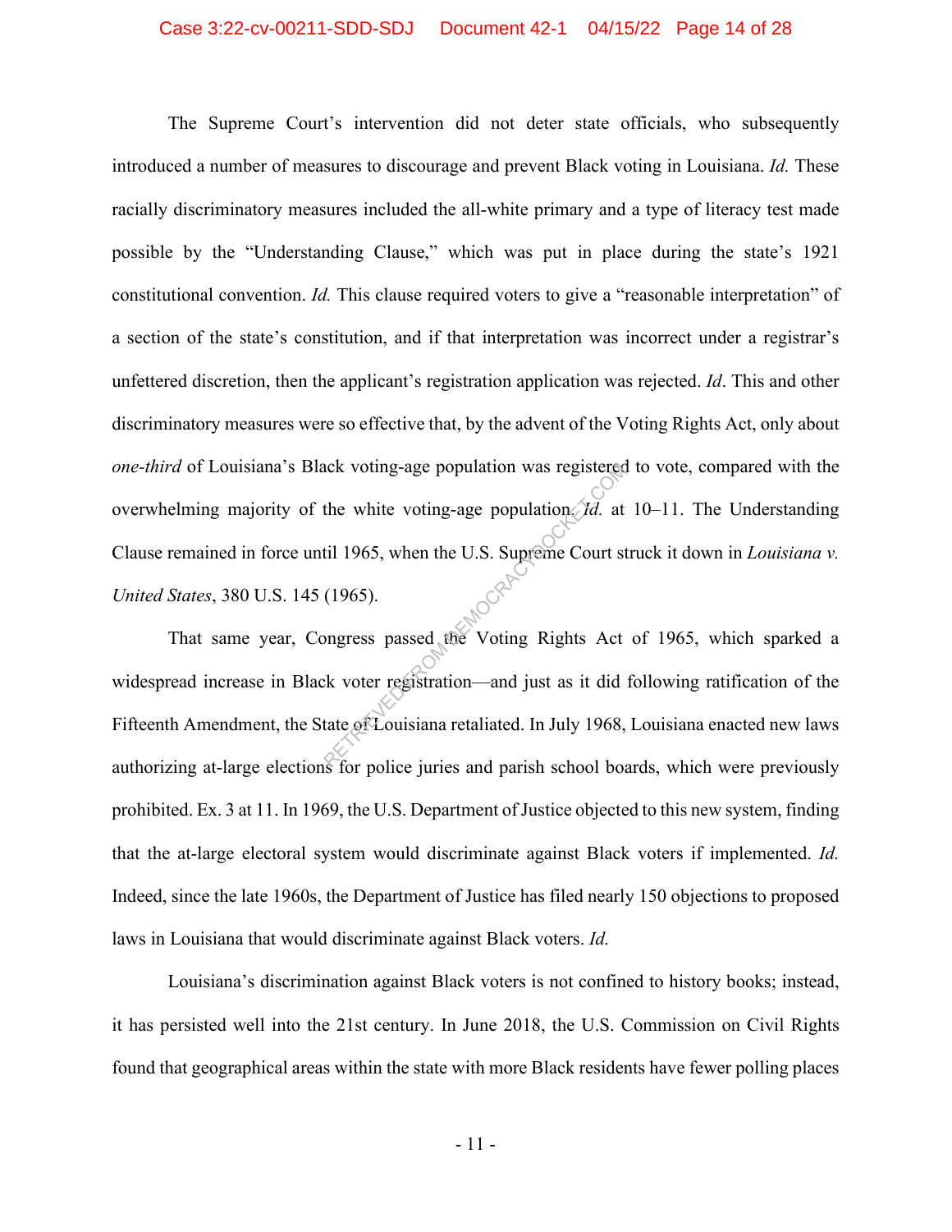The Supreme Court's intervention did not deter state officials, who subsequently introduced a number of measures to discourage and prevent Black voting in Louisiana. *Id.* These racially discriminatory measures included the all-white primary and a type of literacy test made possible by the "Understanding Clause," which was put in place during the state's 1921 constitutional convention. *Id.* This clause required voters to give a "reasonable interpretation" of a section of the state's constitution, and if that interpretation was incorrect under a registrar's unfettered discretion, then the applicant's registration application was rejected. *Id*. This and other discriminatory measures were so effective that, by the advent of the Voting Rights Act, only about *one-third* of Louisiana's Black voting-age population was registered to vote, compared with the overwhelming majority of the white voting-age population. *Id.* at 10–11. The Understanding Clause remained in force until 1965, when the U.S. Supreme Court struck it down in *Louisiana v. United States*, 380 U.S. 145 (1965).

That same year, Congress passed the Voting Rights Act of 1965, which sparked a widespread increase in Black voter registration—and just as it did following ratification of the Fifteenth Amendment, the State of Louisiana retaliated. In July 1968, Louisiana enacted new laws authorizing at-large elections for police juries and parish school boards, which were previously prohibited. Ex. 3 at 11. In 1969, the U.S. Department of Justice objected to this new system, finding that the at-large electoral system would discriminate against Black voters if implemented. *Id.* Indeed, since the late 1960s, the Department of Justice has filed nearly 150 objections to proposed laws in Louisiana that would discriminate against Black voters. *Id.*

Louisiana's discrimination against Black voters is not confined to history books; instead, it has persisted well into the 21st century. In June 2018, the U.S. Commission on Civil Rights found that geographical areas within the state with more Black residents have fewer polling places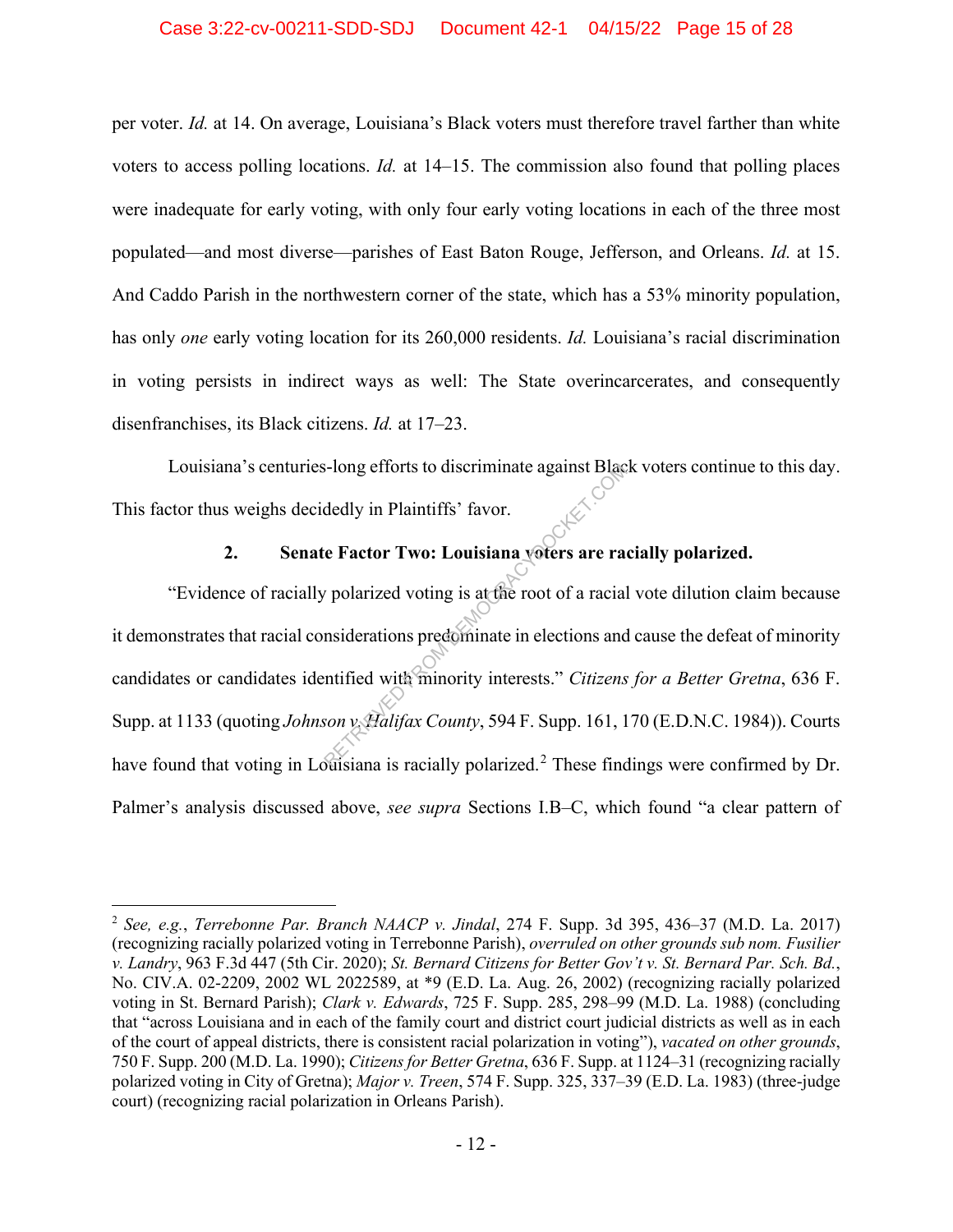per voter. *Id.* at 14. On average, Louisiana's Black voters must therefore travel farther than white voters to access polling locations. *Id.* at 14–15. The commission also found that polling places were inadequate for early voting, with only four early voting locations in each of the three most populated—and most diverse—parishes of East Baton Rouge, Jefferson, and Orleans. *Id.* at 15. And Caddo Parish in the northwestern corner of the state, which has a 53% minority population, has only *one* early voting location for its 260,000 residents. *Id.* Louisiana's racial discrimination in voting persists in indirect ways as well: The State overincarcerates, and consequently disenfranchises, its Black citizens. *Id.* at 17–23.

Louisiana's centuries-long efforts to discriminate against Black voters continue to this day. This factor thus weighs decidedly in Plaintiffs' favor.

### 2. Senate Factor Two: Louisiana voters are racially polarized.

"Evidence of racially polarized voting is at the root of a racial vote dilution claim because it demonstrates that racial considerations predominate in elections and cause the defeat of minority candidates or candidates identified with minority interests." *Citizens for a Better Gretna*, 636 F. Supp. at 1133 (quoting *Johnson v. Halifax County*, 594 F. Supp. 161, 170 (E.D.N.C. 1984)). Courts have found that voting in Louisiana is racially polarized.[2] These findings were confirmed by Dr. Palmer's analysis discussed above, *see supra* Sections I.B–C, which found "a clear pattern of

---

[2] *See, e.g.*, *Terrebonne Par. Branch NAACP v. Jindal*, 274 F. Supp. 3d 395, 436–37 (M.D. La. 2017) (recognizing racially polarized voting in Terrebonne Parish), *overruled on other grounds sub nom. Fusilier v. Landry*, 963 F.3d 447 (5th Cir. 2020); *St. Bernard Citizens for Better Gov't v. St. Bernard Par. Sch. Bd.*, No. CIV.A. 02-2209, 2002 WL 2022589, at *9 (E.D. La. Aug. 26, 2002) (recognizing racially polarized voting in St. Bernard Parish); *Clark v. Edwards*, 725 F. Supp. 285, 298–99 (M.D. La. 1988) (concluding that "across Louisiana and in each of the family court and district court judicial districts as well as in each of the court of appeal districts, there is consistent racial polarization in voting"), *vacated on other grounds*, 750 F. Supp. 200 (M.D. La. 1990); *Citizens for Better Gretna*, 636 F. Supp. at 1124–31 (recognizing racially polarized voting in City of Gretna); *Major v. Treen*, 574 F. Supp. 325, 337–39 (E.D. La. 1983) (three-judge court) (recognizing racial polarization in Orleans Parish).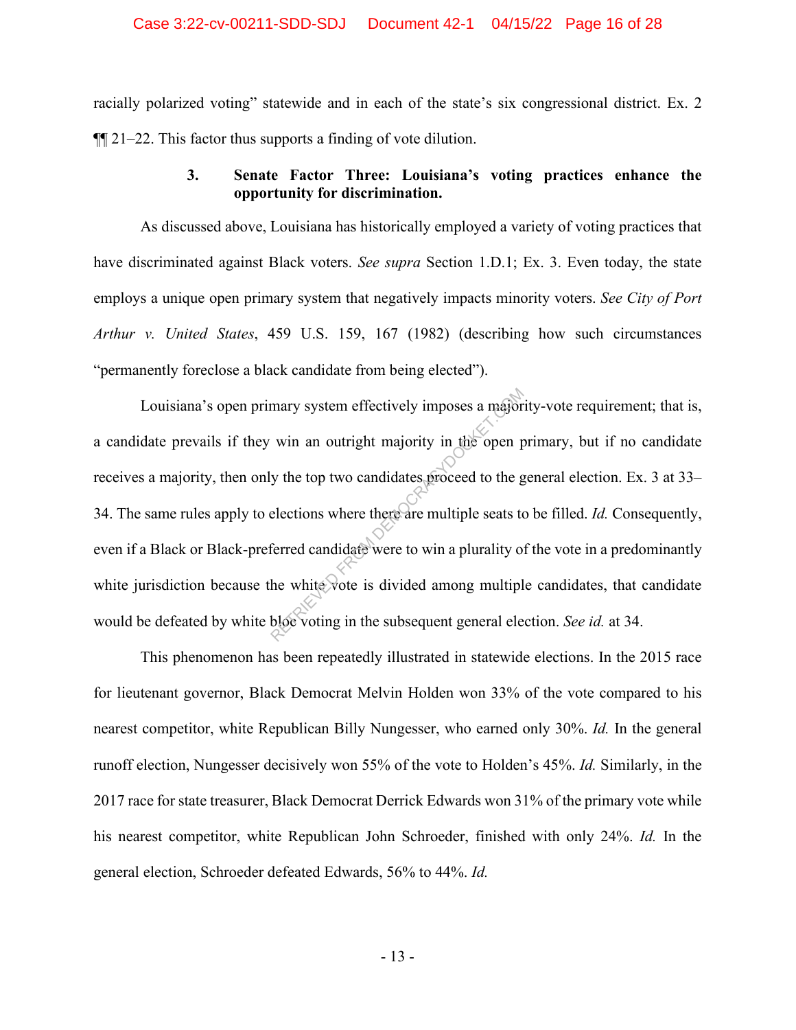racially polarized voting" statewide and in each of the state's six congressional district. Ex. 2 ¶¶ 21–22. This factor thus supports a finding of vote dilution.

### 3. Senate Factor Three: Louisiana's voting practices enhance the opportunity for discrimination.

As discussed above, Louisiana has historically employed a variety of voting practices that have discriminated against Black voters. *See supra* Section 1.D.1; Ex. 3. Even today, the state employs a unique open primary system that negatively impacts minority voters. *See City of Port Arthur v. United States*, 459 U.S. 159, 167 (1982) (describing how such circumstances "permanently foreclose a black candidate from being elected").

Louisiana's open primary system effectively imposes a majority-vote requirement; that is, a candidate prevails if they win an outright majority in the open primary, but if no candidate receives a majority, then only the top two candidates proceed to the general election. Ex. 3 at 33–34. The same rules apply to elections where there are multiple seats to be filled. *Id.* Consequently, even if a Black or Black-preferred candidate were to win a plurality of the vote in a predominantly white jurisdiction because the white vote is divided among multiple candidates, that candidate would be defeated by white bloc voting in the subsequent general election. *See id.* at 34.

This phenomenon has been repeatedly illustrated in statewide elections. In the 2015 race for lieutenant governor, Black Democrat Melvin Holden won 33% of the vote compared to his nearest competitor, white Republican Billy Nungesser, who earned only 30%. *Id.* In the general runoff election, Nungesser decisively won 55% of the vote to Holden's 45%. *Id.* Similarly, in the 2017 race for state treasurer, Black Democrat Derrick Edwards won 31% of the primary vote while his nearest competitor, white Republican John Schroeder, finished with only 24%. *Id.* In the general election, Schroeder defeated Edwards, 56% to 44%. *Id.*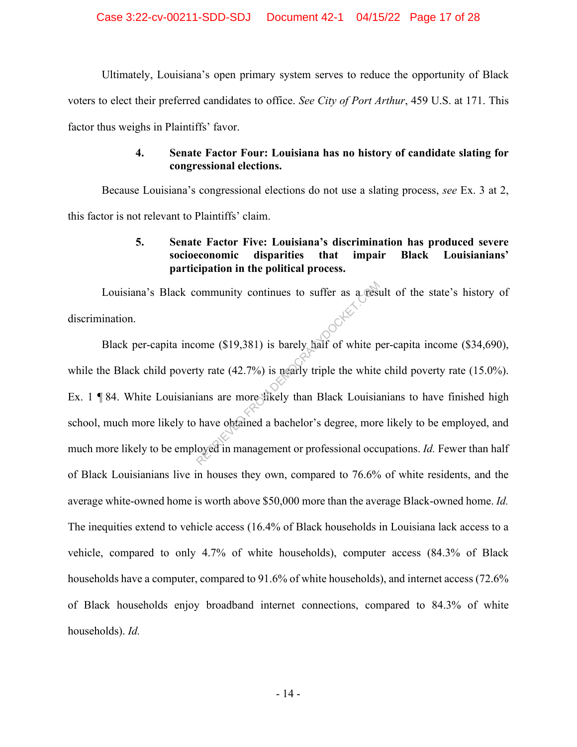Ultimately, Louisiana's open primary system serves to reduce the opportunity of Black voters to elect their preferred candidates to office. *See City of Port Arthur*, 459 U.S. at 171. This factor thus weighs in Plaintiffs' favor.

#### 4. Senate Factor Four: Louisiana has no history of candidate slating for congressional elections.

Because Louisiana's congressional elections do not use a slating process, *see* Ex. 3 at 2, this factor is not relevant to Plaintiffs' claim.

#### 5. Senate Factor Five: Louisiana's discrimination has produced severe socioeconomic disparities that impair Black Louisianians' participation in the political process.

Louisiana's Black community continues to suffer as a result of the state's history of discrimination.

Black per-capita income ($19,381) is barely half of white per-capita income ($34,690), while the Black child poverty rate (42.7%) is nearly triple the white child poverty rate (15.0%). Ex. 1 ¶ 84. White Louisianians are more likely than Black Louisianians to have finished high school, much more likely to have obtained a bachelor's degree, more likely to be employed, and much more likely to be employed in management or professional occupations. *Id.* Fewer than half of Black Louisianians live in houses they own, compared to 76.6% of white residents, and the average white-owned home is worth above $50,000 more than the average Black-owned home. *Id.* The inequities extend to vehicle access (16.4% of Black households in Louisiana lack access to a vehicle, compared to only 4.7% of white households), computer access (84.3% of Black households have a computer, compared to 91.6% of white households), and internet access (72.6% of Black households enjoy broadband internet connections, compared to 84.3% of white households). *Id.*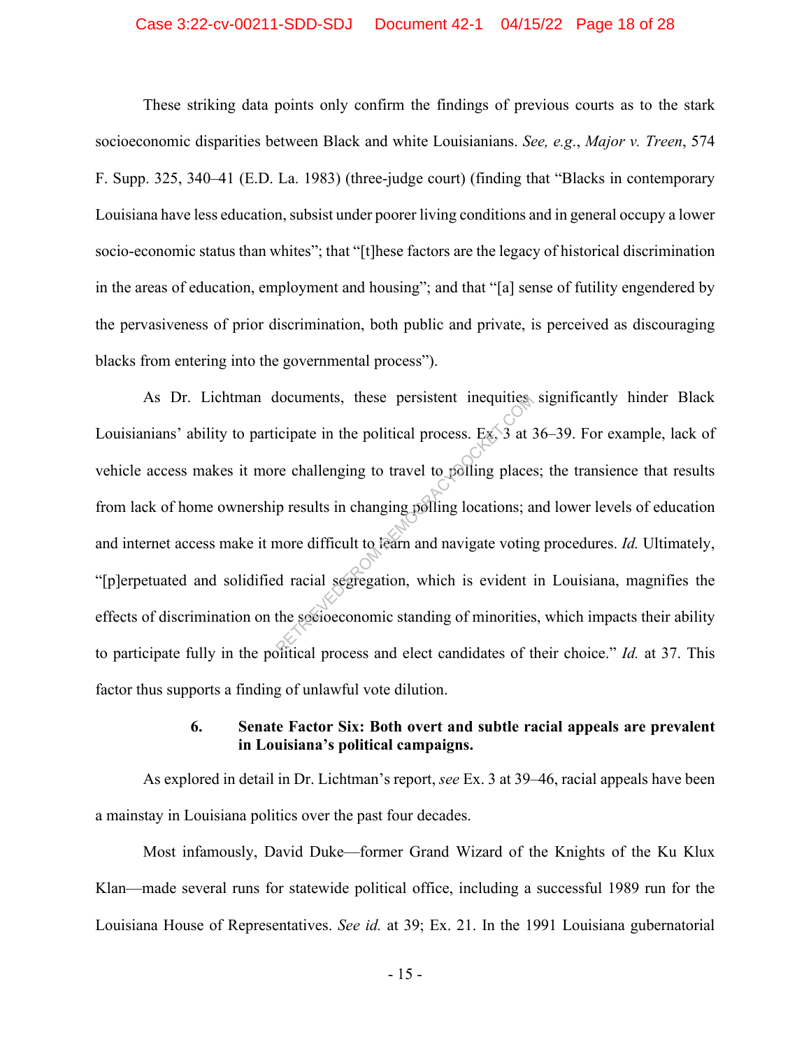These striking data points only confirm the findings of previous courts as to the stark socioeconomic disparities between Black and white Louisianians. *See, e.g.*, *Major v. Treen*, 574 F. Supp. 325, 340–41 (E.D. La. 1983) (three-judge court) (finding that "Blacks in contemporary Louisiana have less education, subsist under poorer living conditions and in general occupy a lower socio-economic status than whites"; that "[t]hese factors are the legacy of historical discrimination in the areas of education, employment and housing"; and that "[a] sense of futility engendered by the pervasiveness of prior discrimination, both public and private, is perceived as discouraging blacks from entering into the governmental process").

As Dr. Lichtman documents, these persistent inequities significantly hinder Black Louisianians' ability to participate in the political process. Ex. 3 at 36–39. For example, lack of vehicle access makes it more challenging to travel to polling places; the transience that results from lack of home ownership results in changing polling locations; and lower levels of education and internet access make it more difficult to learn and navigate voting procedures. *Id.* Ultimately, "[p]erpetuated and solidified racial segregation, which is evident in Louisiana, magnifies the effects of discrimination on the socioeconomic standing of minorities, which impacts their ability to participate fully in the political process and elect candidates of their choice." *Id.* at 37. This factor thus supports a finding of unlawful vote dilution.

#### 6. Senate Factor Six: Both overt and subtle racial appeals are prevalent in Louisiana's political campaigns.

As explored in detail in Dr. Lichtman's report, *see* Ex. 3 at 39–46, racial appeals have been a mainstay in Louisiana politics over the past four decades.

Most infamously, David Duke—former Grand Wizard of the Knights of the Ku Klux Klan—made several runs for statewide political office, including a successful 1989 run for the Louisiana House of Representatives. *See id.* at 39; Ex. 21. In the 1991 Louisiana gubernatorial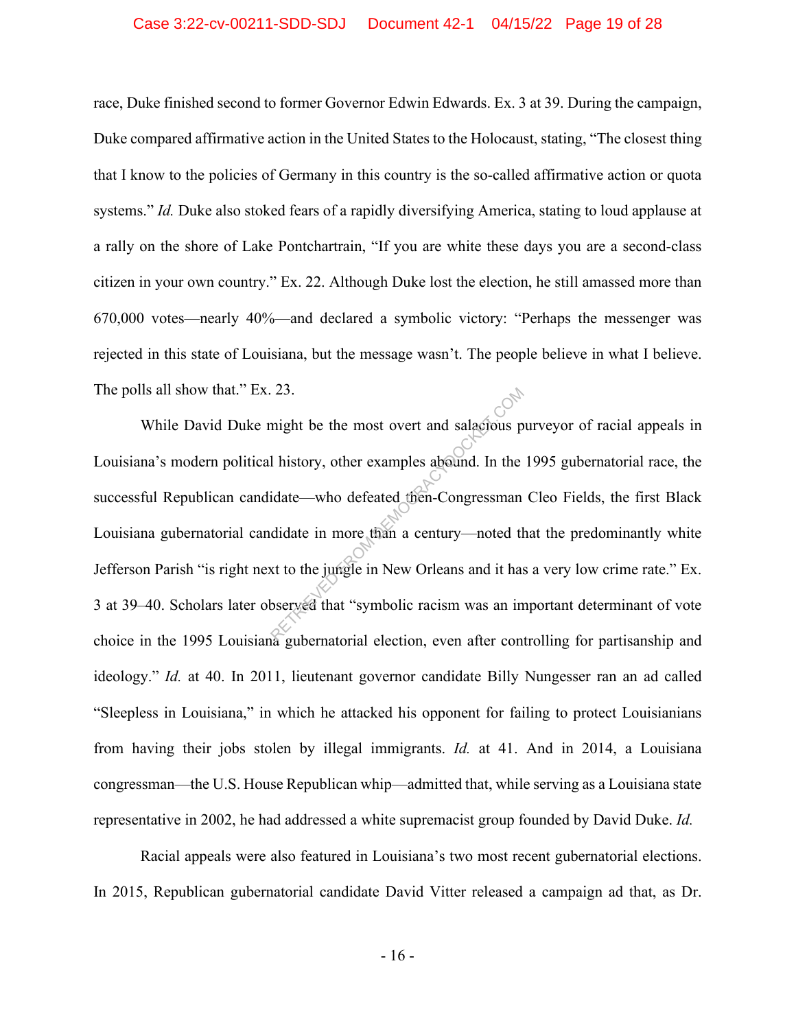race, Duke finished second to former Governor Edwin Edwards. Ex. 3 at 39. During the campaign, Duke compared affirmative action in the United States to the Holocaust, stating, "The closest thing that I know to the policies of Germany in this country is the so-called affirmative action or quota systems." *Id.* Duke also stoked fears of a rapidly diversifying America, stating to loud applause at a rally on the shore of Lake Pontchartrain, "If you are white these days you are a second-class citizen in your own country." Ex. 22. Although Duke lost the election, he still amassed more than 670,000 votes—nearly 40%—and declared a symbolic victory: "Perhaps the messenger was rejected in this state of Louisiana, but the message wasn't. The people believe in what I believe. The polls all show that." Ex. 23.

While David Duke might be the most overt and salacious purveyor of racial appeals in Louisiana's modern political history, other examples abound. In the 1995 gubernatorial race, the successful Republican candidate—who defeated then-Congressman Cleo Fields, the first Black Louisiana gubernatorial candidate in more than a century—noted that the predominantly white Jefferson Parish "is right next to the jungle in New Orleans and it has a very low crime rate." Ex. 3 at 39–40. Scholars later observed that "symbolic racism was an important determinant of vote choice in the 1995 Louisiana gubernatorial election, even after controlling for partisanship and ideology." *Id.* at 40. In 2011, lieutenant governor candidate Billy Nungesser ran an ad called "Sleepless in Louisiana," in which he attacked his opponent for failing to protect Louisianians from having their jobs stolen by illegal immigrants. *Id.* at 41. And in 2014, a Louisiana congressman—the U.S. House Republican whip—admitted that, while serving as a Louisiana state representative in 2002, he had addressed a white supremacist group founded by David Duke. *Id.*

Racial appeals were also featured in Louisiana's two most recent gubernatorial elections. In 2015, Republican gubernatorial candidate David Vitter released a campaign ad that, as Dr.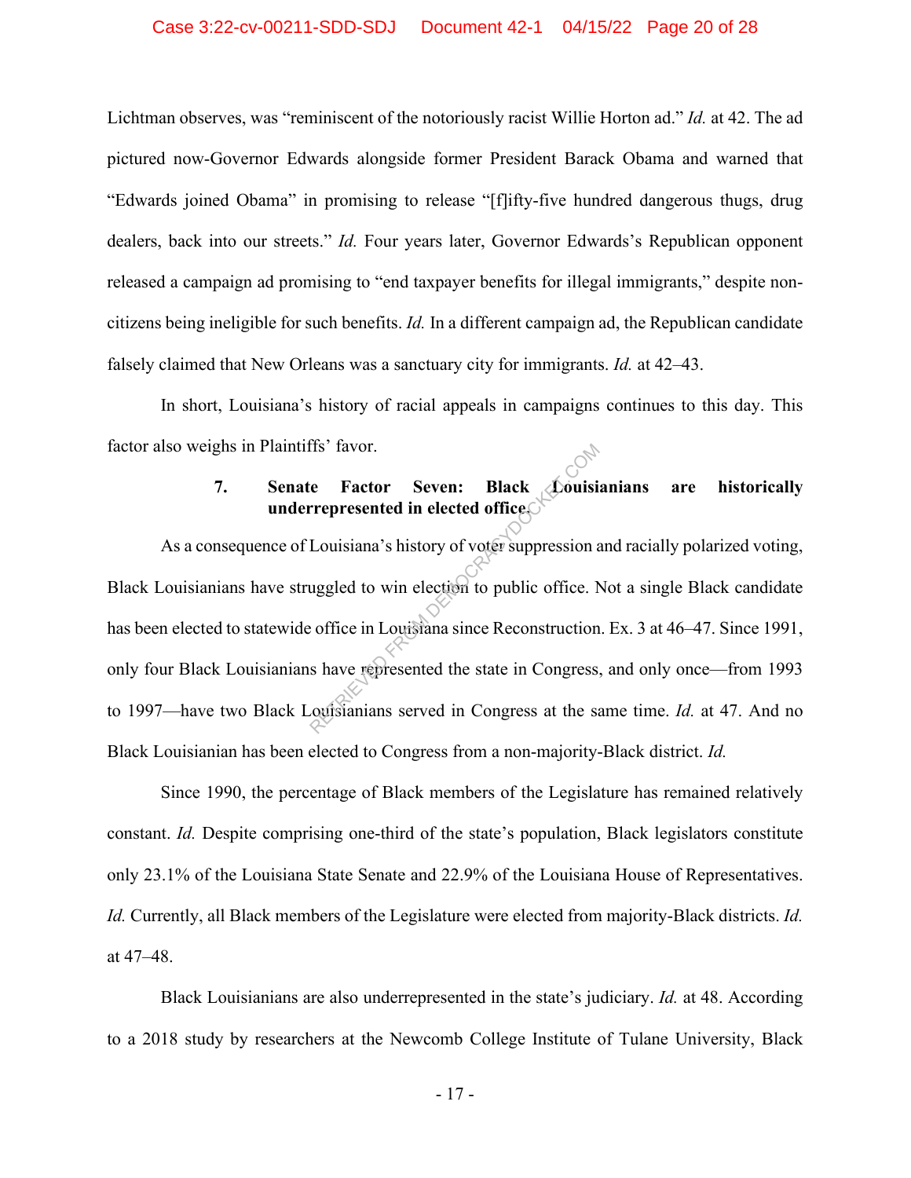Lichtman observes, was "reminiscent of the notoriously racist Willie Horton ad." *Id.* at 42. The ad pictured now-Governor Edwards alongside former President Barack Obama and warned that "Edwards joined Obama" in promising to release "[f]ifty-five hundred dangerous thugs, drug dealers, back into our streets." *Id.* Four years later, Governor Edwards's Republican opponent released a campaign ad promising to "end taxpayer benefits for illegal immigrants," despite non-citizens being ineligible for such benefits. *Id.* In a different campaign ad, the Republican candidate falsely claimed that New Orleans was a sanctuary city for immigrants. *Id.* at 42–43.

In short, Louisiana's history of racial appeals in campaigns continues to this day. This factor also weighs in Plaintiffs' favor.

#### 7. Senate Factor Seven: Black Louisianians are historically underrepresented in elected office.

As a consequence of Louisiana's history of voter suppression and racially polarized voting, Black Louisianians have struggled to win election to public office. Not a single Black candidate has been elected to statewide office in Louisiana since Reconstruction. Ex. 3 at 46–47. Since 1991, only four Black Louisianians have represented the state in Congress, and only once—from 1993 to 1997—have two Black Louisianians served in Congress at the same time. *Id.* at 47. And no Black Louisianian has been elected to Congress from a non-majority-Black district. *Id.*

Since 1990, the percentage of Black members of the Legislature has remained relatively constant. *Id.* Despite comprising one-third of the state's population, Black legislators constitute only 23.1% of the Louisiana State Senate and 22.9% of the Louisiana House of Representatives. *Id.* Currently, all Black members of the Legislature were elected from majority-Black districts. *Id.* at 47–48.

Black Louisianians are also underrepresented in the state's judiciary. *Id.* at 48. According to a 2018 study by researchers at the Newcomb College Institute of Tulane University, Black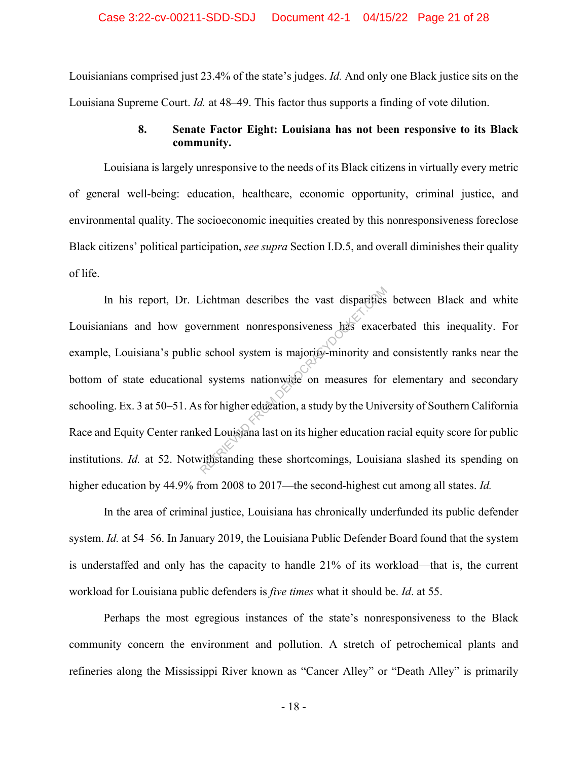Louisianians comprised just 23.4% of the state's judges. *Id.* And only one Black justice sits on the Louisiana Supreme Court. *Id.* at 48–49. This factor thus supports a finding of vote dilution.

### 8. Senate Factor Eight: Louisiana has not been responsive to its Black community.

Louisiana is largely unresponsive to the needs of its Black citizens in virtually every metric of general well-being: education, healthcare, economic opportunity, criminal justice, and environmental quality. The socioeconomic inequities created by this nonresponsiveness foreclose Black citizens' political participation, *see supra* Section I.D.5, and overall diminishes their quality of life.

In his report, Dr. Lichtman describes the vast disparities between Black and white Louisianians and how government nonresponsiveness has exacerbated this inequality. For example, Louisiana's public school system is majority-minority and consistently ranks near the bottom of state educational systems nationwide on measures for elementary and secondary schooling. Ex. 3 at 50–51. As for higher education, a study by the University of Southern California Race and Equity Center ranked Louisiana last on its higher education racial equity score for public institutions. *Id.* at 52. Notwithstanding these shortcomings, Louisiana slashed its spending on higher education by 44.9% from 2008 to 2017—the second-highest cut among all states. *Id.*

In the area of criminal justice, Louisiana has chronically underfunded its public defender system. *Id.* at 54–56. In January 2019, the Louisiana Public Defender Board found that the system is understaffed and only has the capacity to handle 21% of its workload—that is, the current workload for Louisiana public defenders is *five times* what it should be. *Id*. at 55.

Perhaps the most egregious instances of the state's nonresponsiveness to the Black community concern the environment and pollution. A stretch of petrochemical plants and refineries along the Mississippi River known as "Cancer Alley" or "Death Alley" is primarily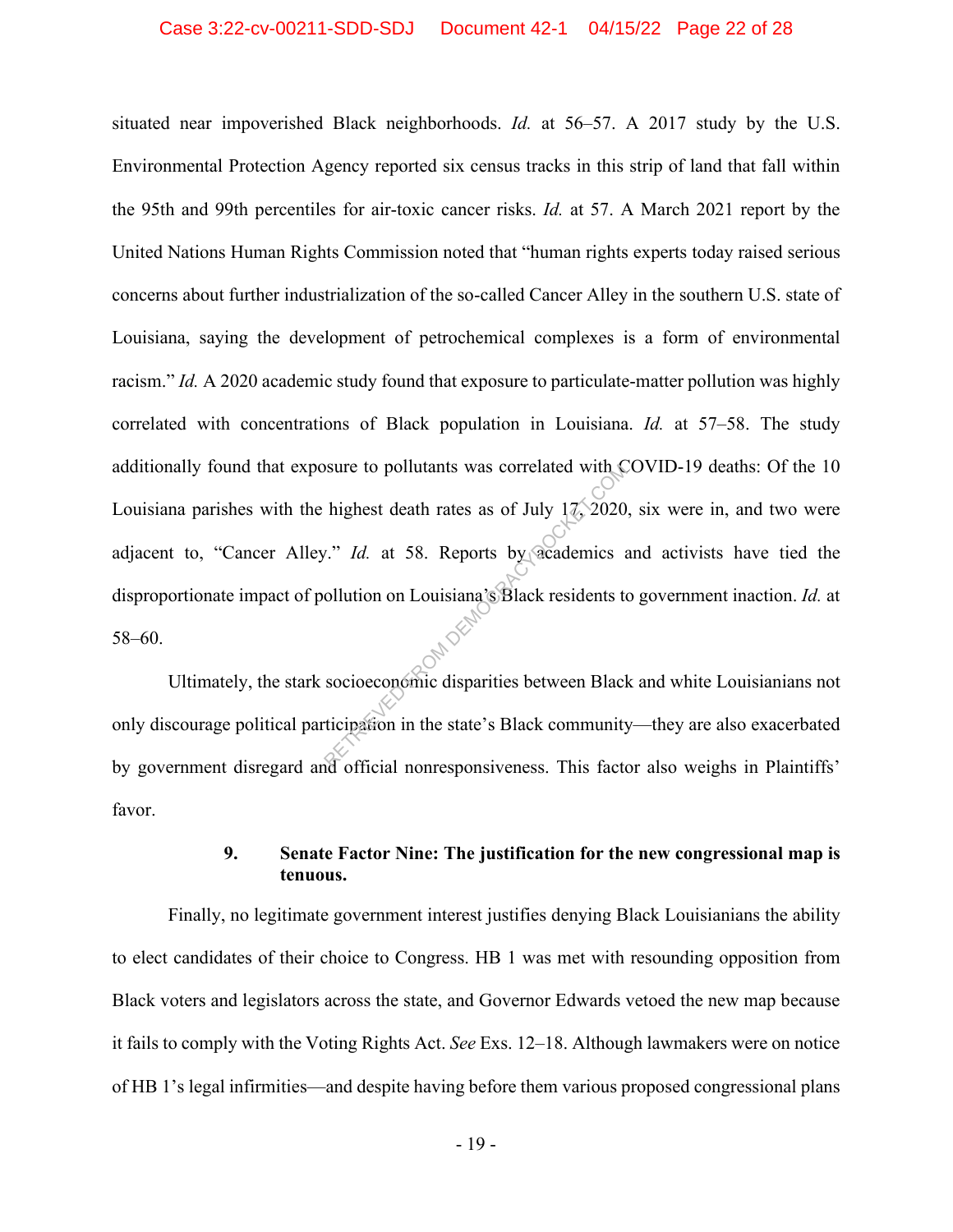situated near impoverished Black neighborhoods. *Id.* at 56–57. A 2017 study by the U.S. Environmental Protection Agency reported six census tracks in this strip of land that fall within the 95th and 99th percentiles for air-toxic cancer risks. *Id.* at 57. A March 2021 report by the United Nations Human Rights Commission noted that "human rights experts today raised serious concerns about further industrialization of the so-called Cancer Alley in the southern U.S. state of Louisiana, saying the development of petrochemical complexes is a form of environmental racism." *Id.* A 2020 academic study found that exposure to particulate-matter pollution was highly correlated with concentrations of Black population in Louisiana. *Id.* at 57–58. The study additionally found that exposure to pollutants was correlated with COVID-19 deaths: Of the 10 Louisiana parishes with the highest death rates as of July 17, 2020, six were in, and two were adjacent to, "Cancer Alley." *Id.* at 58. Reports by academics and activists have tied the disproportionate impact of pollution on Louisiana's Black residents to government inaction. *Id.* at 58–60.

Ultimately, the stark socioeconomic disparities between Black and white Louisianians not only discourage political participation in the state's Black community—they are also exacerbated by government disregard and official nonresponsiveness. This factor also weighs in Plaintiffs' favor.

#### 9. Senate Factor Nine: The justification for the new congressional map is tenuous.

Finally, no legitimate government interest justifies denying Black Louisianians the ability to elect candidates of their choice to Congress. HB 1 was met with resounding opposition from Black voters and legislators across the state, and Governor Edwards vetoed the new map because it fails to comply with the Voting Rights Act. *See* Exs. 12–18. Although lawmakers were on notice of HB 1's legal infirmities—and despite having before them various proposed congressional plans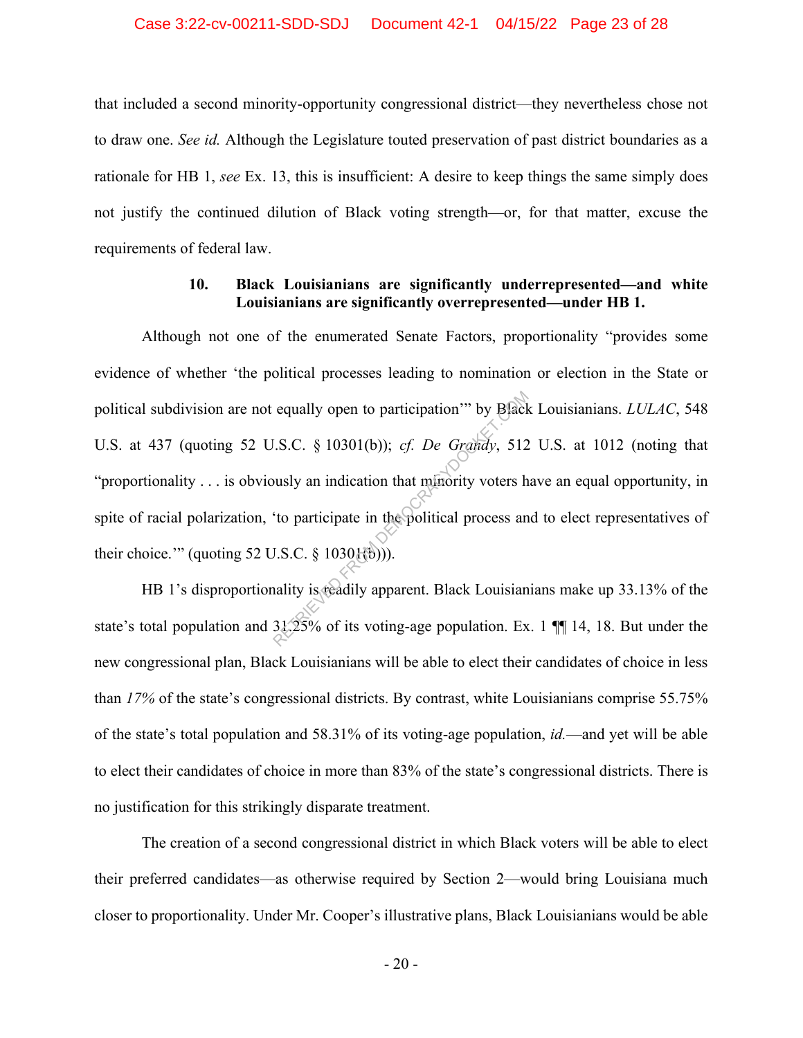that included a second minority-opportunity congressional district—they nevertheless chose not to draw one. *See id.* Although the Legislature touted preservation of past district boundaries as a rationale for HB 1, *see* Ex. 13, this is insufficient: A desire to keep things the same simply does not justify the continued dilution of Black voting strength—or, for that matter, excuse the requirements of federal law.

### 10. Black Louisianians are significantly underrepresented—and white Louisianians are significantly overrepresented—under HB 1.

Although not one of the enumerated Senate Factors, proportionality "provides some evidence of whether 'the political processes leading to nomination or election in the State or political subdivision are not equally open to participation'" by Black Louisianians. *LULAC*, 548 U.S. at 437 (quoting 52 U.S.C. § 10301(b)); *cf. De Grandy*, 512 U.S. at 1012 (noting that "proportionality . . . is obviously an indication that minority voters have an equal opportunity, in spite of racial polarization, 'to participate in the political process and to elect representatives of their choice.'" (quoting 52 U.S.C. § 10301(b))).

HB 1's disproportionality is readily apparent. Black Louisianians make up 33.13% of the state's total population and 31.25% of its voting-age population. Ex. 1 ¶¶ 14, 18. But under the new congressional plan, Black Louisianians will be able to elect their candidates of choice in less than *17%* of the state's congressional districts. By contrast, white Louisianians comprise 55.75% of the state's total population and 58.31% of its voting-age population, *id.*—and yet will be able to elect their candidates of choice in more than 83% of the state's congressional districts. There is no justification for this strikingly disparate treatment.

The creation of a second congressional district in which Black voters will be able to elect their preferred candidates—as otherwise required by Section 2—would bring Louisiana much closer to proportionality. Under Mr. Cooper's illustrative plans, Black Louisianians would be able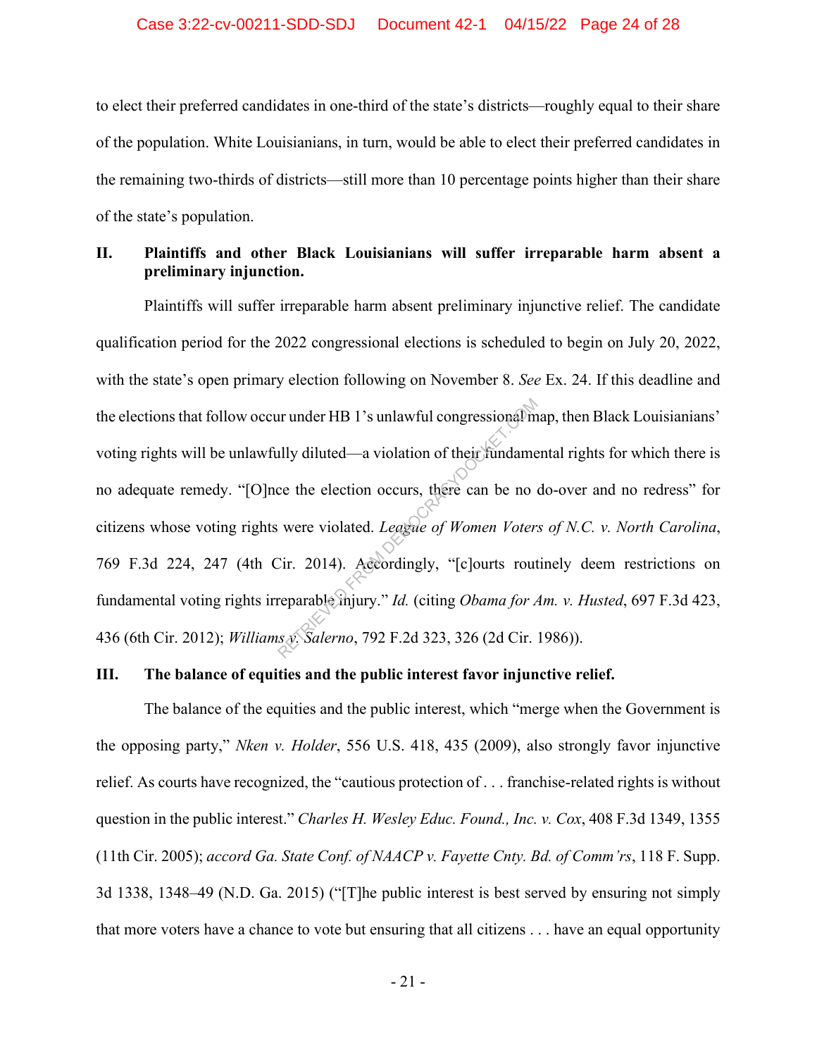to elect their preferred candidates in one-third of the state's districts—roughly equal to their share of the population. White Louisianians, in turn, would be able to elect their preferred candidates in the remaining two-thirds of districts—still more than 10 percentage points higher than their share of the state's population.

## II. Plaintiffs and other Black Louisianians will suffer irreparable harm absent a preliminary injunction.

Plaintiffs will suffer irreparable harm absent preliminary injunctive relief. The candidate qualification period for the 2022 congressional elections is scheduled to begin on July 20, 2022, with the state's open primary election following on November 8. *See* Ex. 24. If this deadline and the elections that follow occur under HB 1's unlawful congressional map, then Black Louisianians' voting rights will be unlawfully diluted—a violation of their fundamental rights for which there is no adequate remedy. "[O]nce the election occurs, there can be no do-over and no redress" for citizens whose voting rights were violated. *League of Women Voters of N.C. v. North Carolina*, 769 F.3d 224, 247 (4th Cir. 2014). Accordingly, "[c]ourts routinely deem restrictions on fundamental voting rights irreparable injury." *Id.* (citing *Obama for Am. v. Husted*, 697 F.3d 423, 436 (6th Cir. 2012); *Williams v. Salerno*, 792 F.2d 323, 326 (2d Cir. 1986)).

## III. The balance of equities and the public interest favor injunctive relief.

The balance of the equities and the public interest, which "merge when the Government is the opposing party," *Nken v. Holder*, 556 U.S. 418, 435 (2009), also strongly favor injunctive relief. As courts have recognized, the "cautious protection of . . . franchise-related rights is without question in the public interest." *Charles H. Wesley Educ. Found., Inc. v. Cox*, 408 F.3d 1349, 1355 (11th Cir. 2005); *accord Ga. State Conf. of NAACP v. Fayette Cnty. Bd. of Comm'rs*, 118 F. Supp. 3d 1338, 1348–49 (N.D. Ga. 2015) ("[T]he public interest is best served by ensuring not simply that more voters have a chance to vote but ensuring that all citizens . . . have an equal opportunity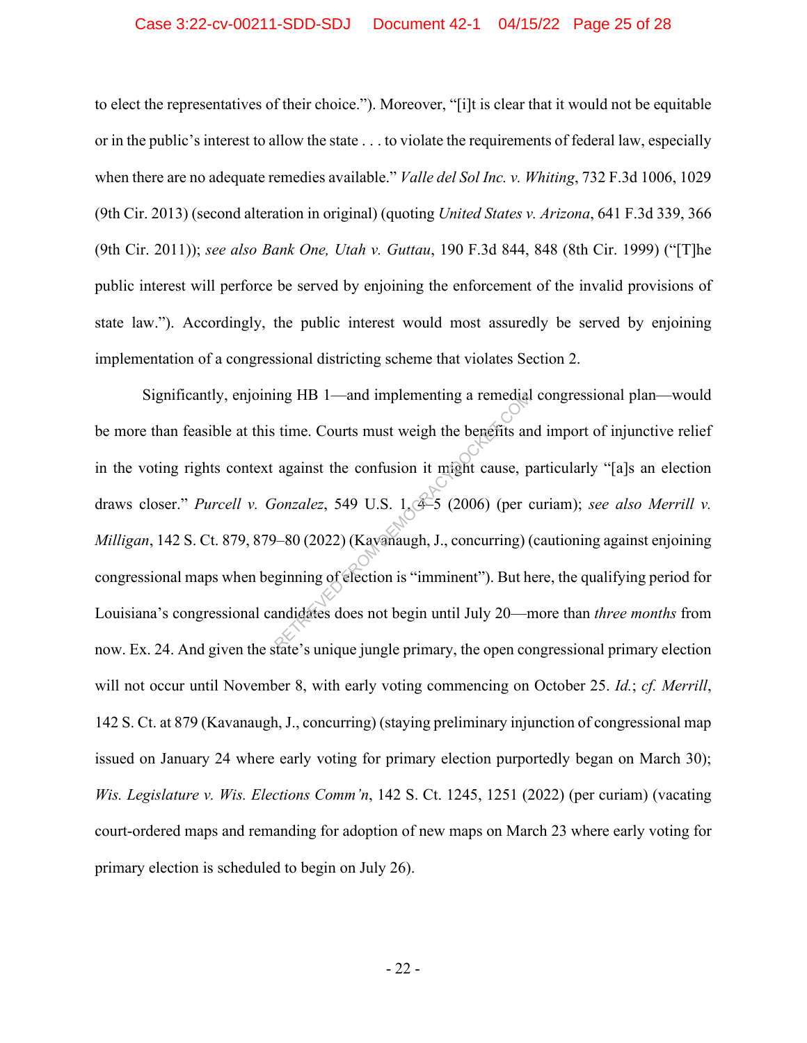to elect the representatives of their choice."). Moreover, "[i]t is clear that it would not be equitable or in the public's interest to allow the state . . . to violate the requirements of federal law, especially when there are no adequate remedies available." *Valle del Sol Inc. v. Whiting*, 732 F.3d 1006, 1029 (9th Cir. 2013) (second alteration in original) (quoting *United States v. Arizona*, 641 F.3d 339, 366 (9th Cir. 2011)); *see also Bank One, Utah v. Guttau*, 190 F.3d 844, 848 (8th Cir. 1999) ("[T]he public interest will perforce be served by enjoining the enforcement of the invalid provisions of state law."). Accordingly, the public interest would most assuredly be served by enjoining implementation of a congressional districting scheme that violates Section 2.

Significantly, enjoining HB 1—and implementing a remedial congressional plan—would be more than feasible at this time. Courts must weigh the benefits and import of injunctive relief in the voting rights context against the confusion it might cause, particularly "[a]s an election draws closer." *Purcell v. Gonzalez*, 549 U.S. 1, 4–5 (2006) (per curiam); *see also Merrill v. Milligan*, 142 S. Ct. 879, 879–80 (2022) (Kavanaugh, J., concurring) (cautioning against enjoining congressional maps when beginning of election is "imminent"). But here, the qualifying period for Louisiana's congressional candidates does not begin until July 20—more than *three months* from now. Ex. 24. And given the state's unique jungle primary, the open congressional primary election will not occur until November 8, with early voting commencing on October 25. *Id.*; *cf. Merrill*, 142 S. Ct. at 879 (Kavanaugh, J., concurring) (staying preliminary injunction of congressional map issued on January 24 where early voting for primary election purportedly began on March 30); *Wis. Legislature v. Wis. Elections Comm'n*, 142 S. Ct. 1245, 1251 (2022) (per curiam) (vacating court-ordered maps and remanding for adoption of new maps on March 23 where early voting for primary election is scheduled to begin on July 26).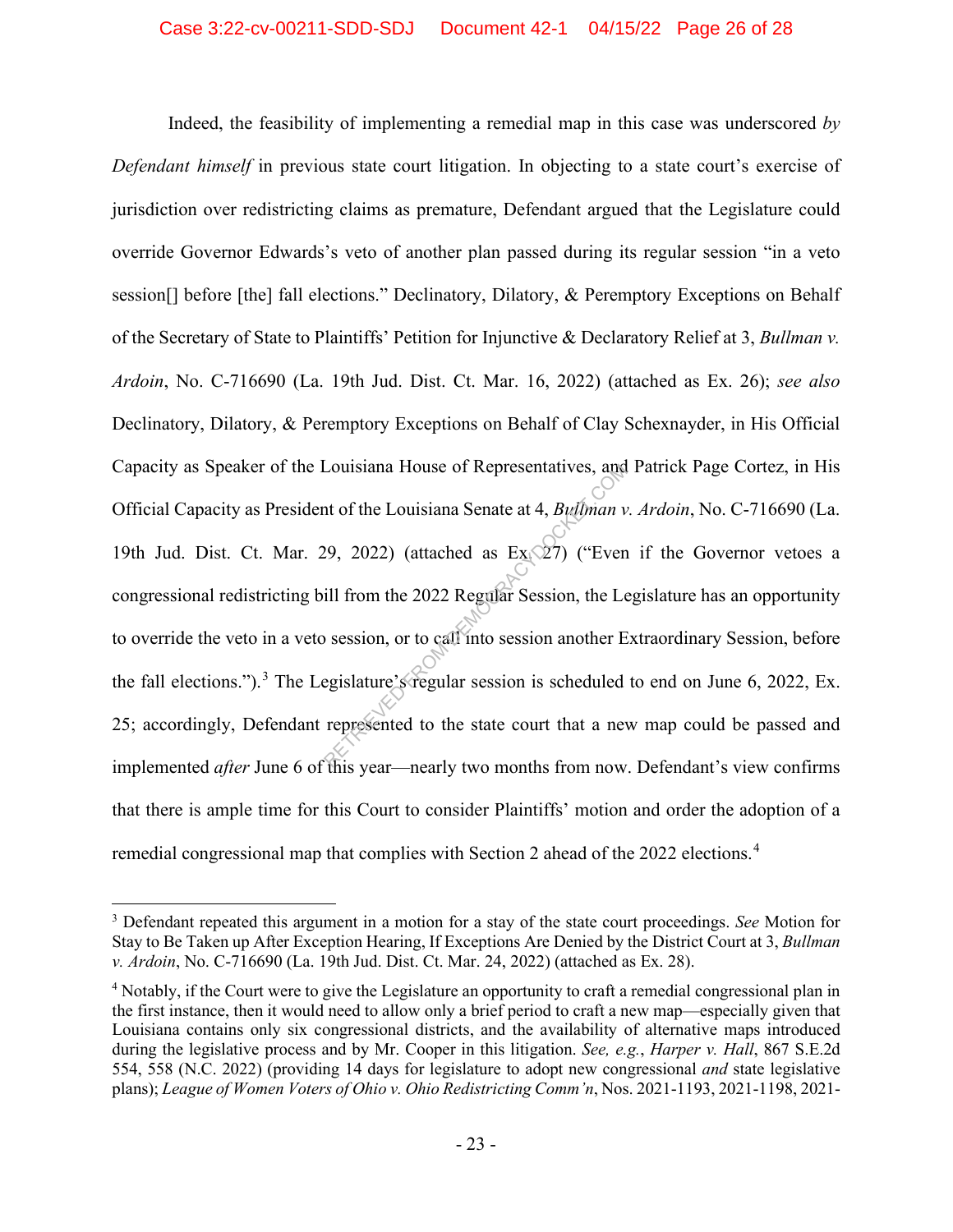Indeed, the feasibility of implementing a remedial map in this case was underscored *by Defendant himself* in previous state court litigation. In objecting to a state court's exercise of jurisdiction over redistricting claims as premature, Defendant argued that the Legislature could override Governor Edwards's veto of another plan passed during its regular session "in a veto session[] before [the] fall elections." Declinatory, Dilatory, & Peremptory Exceptions on Behalf of the Secretary of State to Plaintiffs' Petition for Injunctive & Declaratory Relief at 3, *Bullman v. Ardoin*, No. C-716690 (La. 19th Jud. Dist. Ct. Mar. 16, 2022) (attached as Ex. 26); *see also* Declinatory, Dilatory, & Peremptory Exceptions on Behalf of Clay Schexnayder, in His Official Capacity as Speaker of the Louisiana House of Representatives, and Patrick Page Cortez, in His Official Capacity as President of the Louisiana Senate at 4, *Bullman v. Ardoin*, No. C-716690 (La. 19th Jud. Dist. Ct. Mar. 29, 2022) (attached as Ex. 27) ("Even if the Governor vetoes a congressional redistricting bill from the 2022 Regular Session, the Legislature has an opportunity to override the veto in a veto session, or to call into session another Extraordinary Session, before the fall elections.").[3] The Legislature's regular session is scheduled to end on June 6, 2022, Ex. 25; accordingly, Defendant represented to the state court that a new map could be passed and implemented *after* June 6 of this year—nearly two months from now. Defendant's view confirms that there is ample time for this Court to consider Plaintiffs' motion and order the adoption of a remedial congressional map that complies with Section 2 ahead of the 2022 elections.[4]

---

[3] Defendant repeated this argument in a motion for a stay of the state court proceedings. *See* Motion for Stay to Be Taken up After Exception Hearing, If Exceptions Are Denied by the District Court at 3, *Bullman v. Ardoin*, No. C-716690 (La. 19th Jud. Dist. Ct. Mar. 24, 2022) (attached as Ex. 28).

[4] Notably, if the Court were to give the Legislature an opportunity to craft a remedial congressional plan in the first instance, then it would need to allow only a brief period to craft a new map—especially given that Louisiana contains only six congressional districts, and the availability of alternative maps introduced during the legislative process and by Mr. Cooper in this litigation. *See, e.g.*, *Harper v. Hall*, 867 S.E.2d 554, 558 (N.C. 2022) (providing 14 days for legislature to adopt new congressional *and* state legislative plans); *League of Women Voters of Ohio v. Ohio Redistricting Comm'n*, Nos. 2021-1193, 2021-1198, 2021-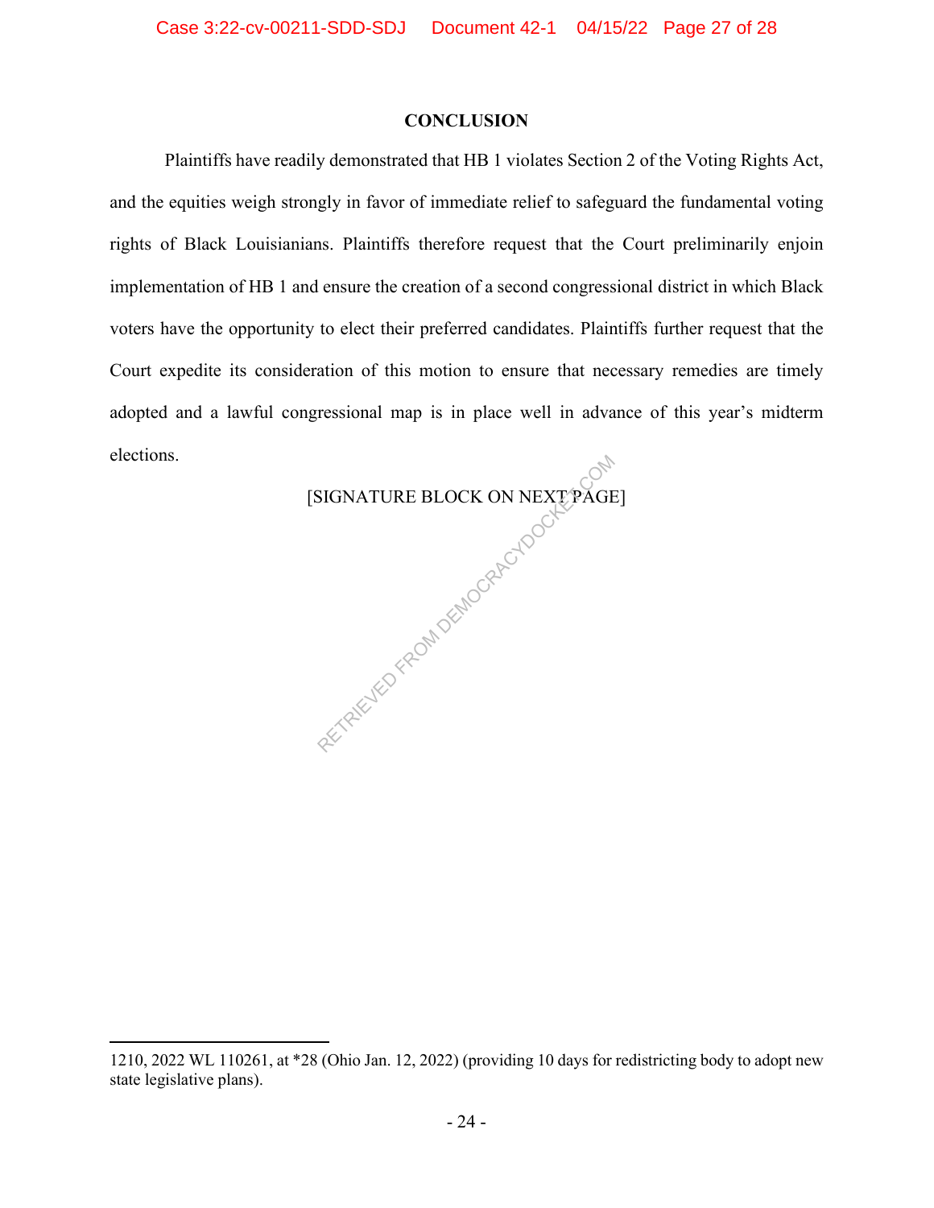## CONCLUSION

Plaintiffs have readily demonstrated that HB 1 violates Section 2 of the Voting Rights Act, and the equities weigh strongly in favor of immediate relief to safeguard the fundamental voting rights of Black Louisianians. Plaintiffs therefore request that the Court preliminarily enjoin implementation of HB 1 and ensure the creation of a second congressional district in which Black voters have the opportunity to elect their preferred candidates. Plaintiffs further request that the Court expedite its consideration of this motion to ensure that necessary remedies are timely adopted and a lawful congressional map is in place well in advance of this year's midterm elections.

[SIGNATURE BLOCK ON NEXT PAGE]

---

1210, 2022 WL 110261, at *28 (Ohio Jan. 12, 2022) (providing 10 days for redistricting body to adopt new state legislative plans).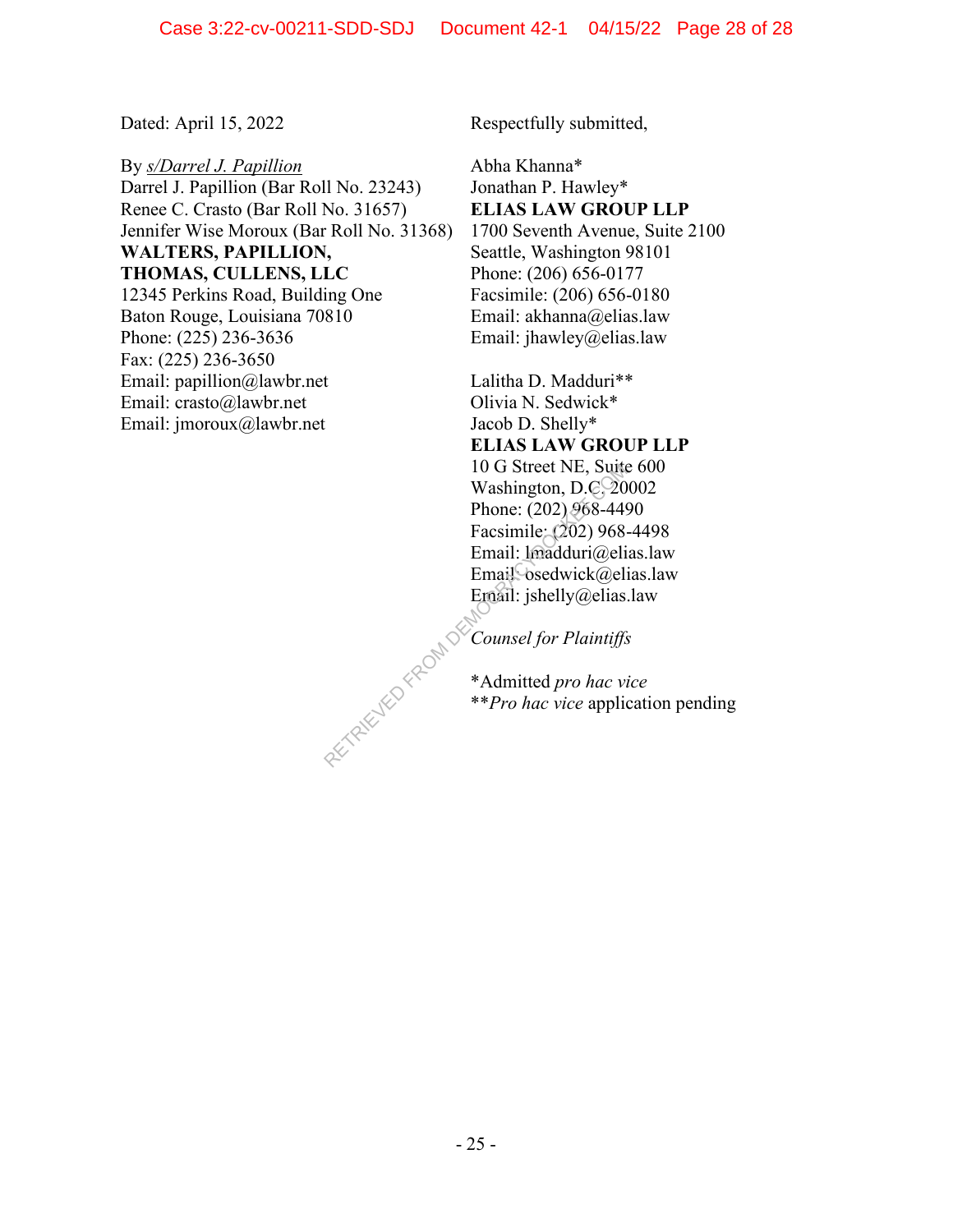Dated: April 15, 2022

By *s/Darrel J. Papillion*
Darrel J. Papillion (Bar Roll No. 23243)
Renee C. Crasto (Bar Roll No. 31657)
Jennifer Wise Moroux (Bar Roll No. 31368)
**WALTERS, PAPILLION, THOMAS, CULLENS, LLC**
12345 Perkins Road, Building One
Baton Rouge, Louisiana 70810
Phone: (225) 236-3636
Fax: (225) 236-3650
Email: papillion@lawbr.net
Email: crasto@lawbr.net
Email: jmoroux@lawbr.net

Respectfully submitted,

Abha Khanna*
Jonathan P. Hawley*
**ELIAS LAW GROUP LLP**
1700 Seventh Avenue, Suite 2100
Seattle, Washington 98101
Phone: (206) 656-0177
Facsimile: (206) 656-0180
Email: akhanna@elias.law
Email: jhawley@elias.law

Lalitha D. Madduri**
Olivia N. Sedwick*
Jacob D. Shelly*
**ELIAS LAW GROUP LLP**
10 G Street NE, Suite 600
Washington, D.C. 20002
Phone: (202) 968-4490
Facsimile: (202) 968-4498
Email: lmadduri@elias.law
Email: osedwick@elias.law
Email: jshelly@elias.law

*Counsel for Plaintiffs*

*Admitted *pro hac vice*
***Pro hac vice* application pending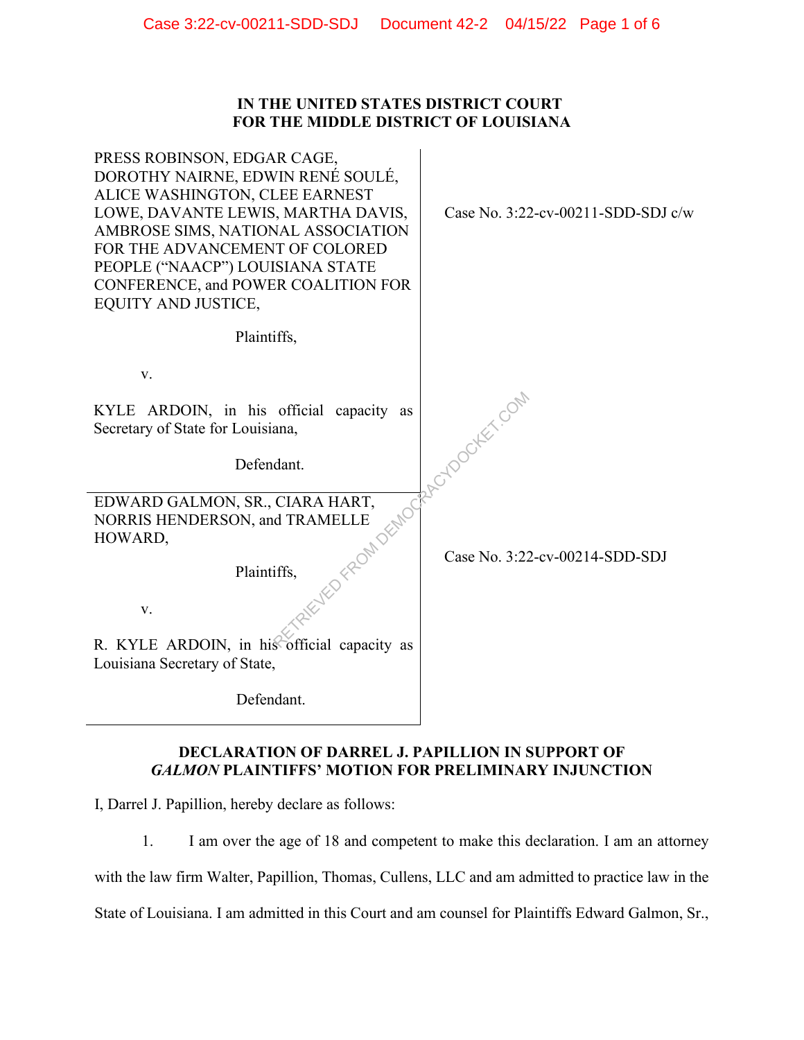# IN THE UNITED STATES DISTRICT COURT
# FOR THE MIDDLE DISTRICT OF LOUISIANA

| | |
|---|---|
| PRESS ROBINSON, EDGAR CAGE, DOROTHY NAIRNE, EDWIN RENÉ SOULÉ, ALICE WASHINGTON, CLEE EARNEST LOWE, DAVANTE LEWIS, MARTHA DAVIS, AMBROSE SIMS, NATIONAL ASSOCIATION FOR THE ADVANCEMENT OF COLORED PEOPLE ("NAACP") LOUISIANA STATE CONFERENCE, and POWER COALITION FOR EQUITY AND JUSTICE,<br><br>Plaintiffs,<br><br>v.<br><br>KYLE ARDOIN, in his official capacity as Secretary of State for Louisiana,<br><br>Defendant. | Case No. 3:22-cv-00211-SDD-SDJ c/w |
| EDWARD GALMON, SR., CIARA HART, NORRIS HENDERSON, and TRAMELLE HOWARD,<br><br>Plaintiffs,<br><br>v.<br><br>R. KYLE ARDOIN, in his official capacity as Louisiana Secretary of State,<br><br>Defendant. | Case No. 3:22-cv-00214-SDD-SDJ |

**DECLARATION OF DARREL J. PAPILLION IN SUPPORT OF *GALMON* PLAINTIFFS' MOTION FOR PRELIMINARY INJUNCTION**

I, Darrel J. Papillion, hereby declare as follows:

1. I am over the age of 18 and competent to make this declaration. I am an attorney with the law firm Walter, Papillion, Thomas, Cullens, LLC and am admitted to practice law in the State of Louisiana. I am admitted in this Court and am counsel for Plaintiffs Edward Galmon, Sr.,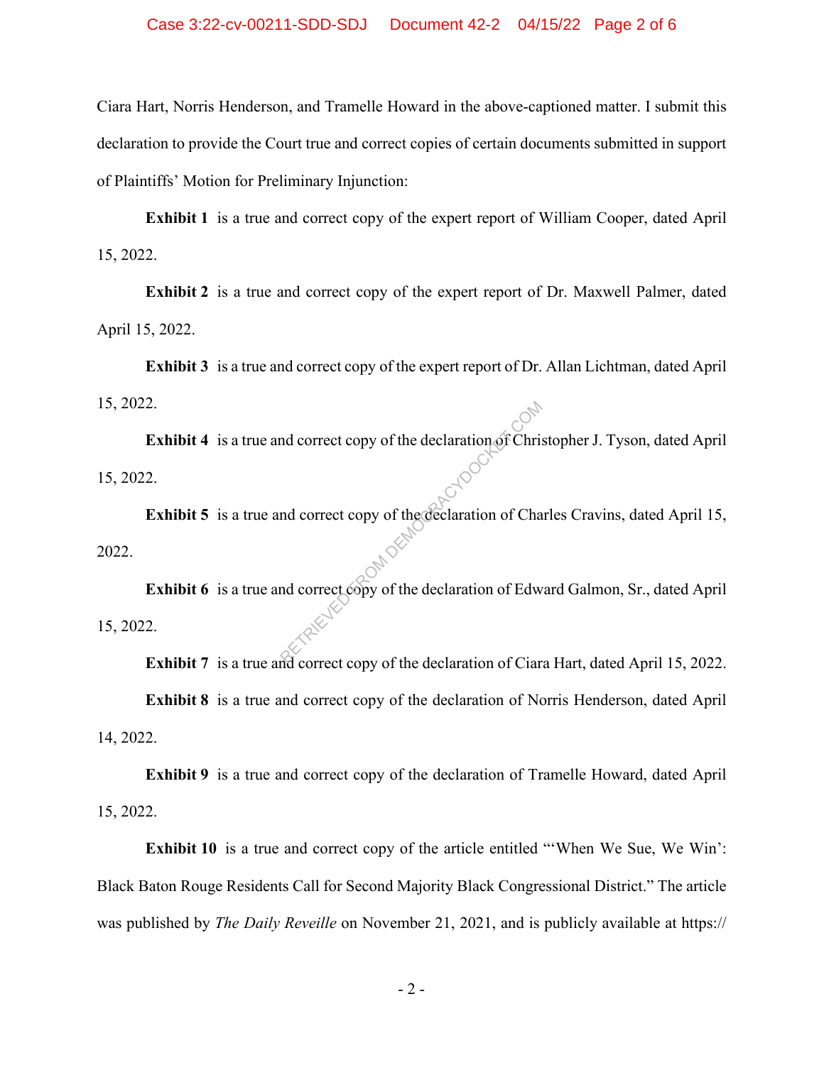Ciara Hart, Norris Henderson, and Tramelle Howard in the above-captioned matter. I submit this declaration to provide the Court true and correct copies of certain documents submitted in support of Plaintiffs' Motion for Preliminary Injunction:

**Exhibit 1** is a true and correct copy of the expert report of William Cooper, dated April 15, 2022.

**Exhibit 2** is a true and correct copy of the expert report of Dr. Maxwell Palmer, dated April 15, 2022.

**Exhibit 3** is a true and correct copy of the expert report of Dr. Allan Lichtman, dated April 15, 2022.

**Exhibit 4** is a true and correct copy of the declaration of Christopher J. Tyson, dated April 15, 2022.

**Exhibit 5** is a true and correct copy of the declaration of Charles Cravins, dated April 15, 2022.

**Exhibit 6** is a true and correct copy of the declaration of Edward Galmon, Sr., dated April 15, 2022.

**Exhibit 7** is a true and correct copy of the declaration of Ciara Hart, dated April 15, 2022.

**Exhibit 8** is a true and correct copy of the declaration of Norris Henderson, dated April 14, 2022.

**Exhibit 9** is a true and correct copy of the declaration of Tramelle Howard, dated April 15, 2022.

**Exhibit 10** is a true and correct copy of the article entitled "'When We Sue, We Win': Black Baton Rouge Residents Call for Second Majority Black Congressional District." The article was published by *The Daily Reveille* on November 21, 2021, and is publicly available at https://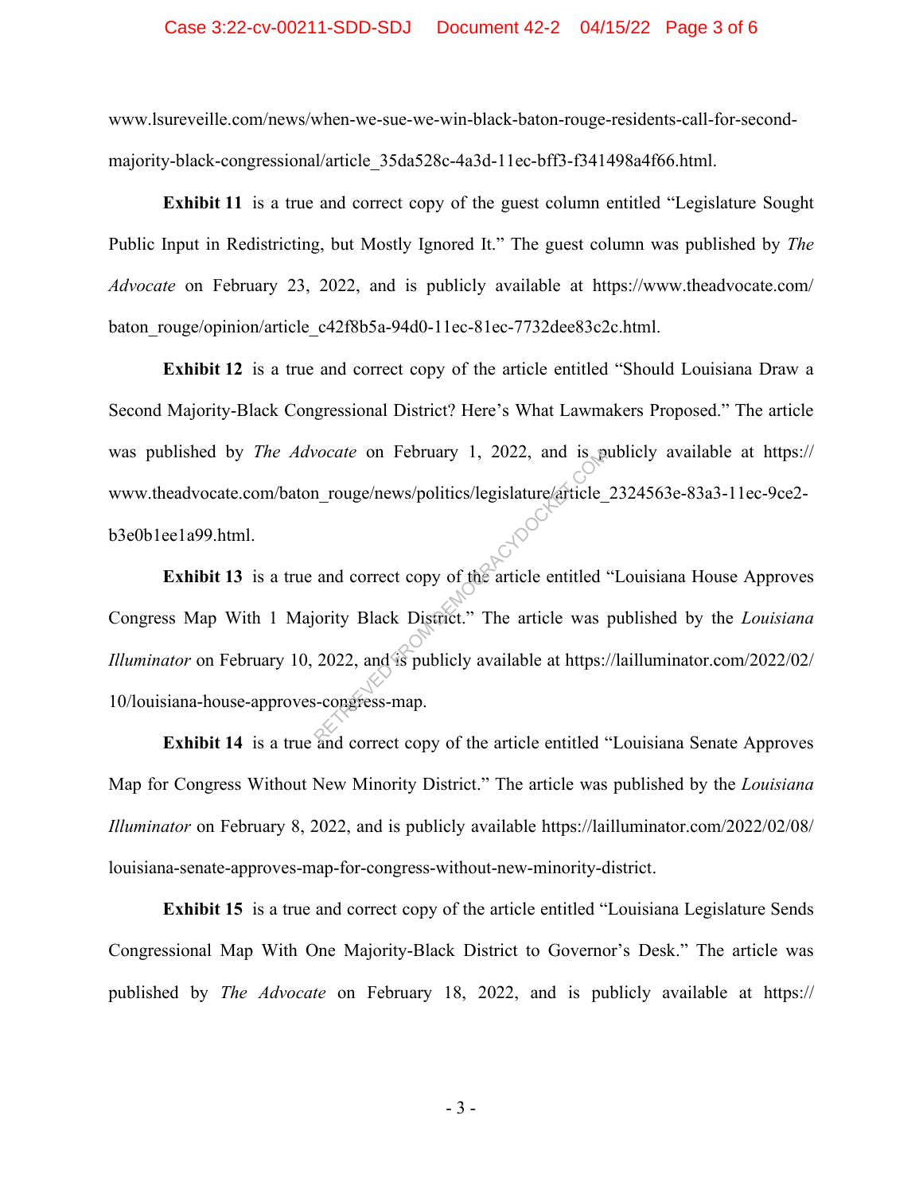www.lsureveille.com/news/when-we-sue-we-win-black-baton-rouge-residents-call-for-second-majority-black-congressional/article_35da528c-4a3d-11ec-bff3-f341498a4f66.html.

**Exhibit 11** is a true and correct copy of the guest column entitled "Legislature Sought Public Input in Redistricting, but Mostly Ignored It." The guest column was published by *The Advocate* on February 23, 2022, and is publicly available at https://www.theadvocate.com/baton_rouge/opinion/article_c42f8b5a-94d0-11ec-81ec-7732dee83c2c.html.

**Exhibit 12** is a true and correct copy of the article entitled "Should Louisiana Draw a Second Majority-Black Congressional District? Here's What Lawmakers Proposed." The article was published by *The Advocate* on February 1, 2022, and is publicly available at https://www.theadvocate.com/baton_rouge/news/politics/legislature/article_2324563e-83a3-11ec-9ce2-b3e0b1ee1a99.html.

**Exhibit 13** is a true and correct copy of the article entitled "Louisiana House Approves Congress Map With 1 Majority Black District." The article was published by the *Louisiana Illuminator* on February 10, 2022, and is publicly available at https://lailluminator.com/2022/02/10/louisiana-house-approves-congress-map.

**Exhibit 14** is a true and correct copy of the article entitled "Louisiana Senate Approves Map for Congress Without New Minority District." The article was published by the *Louisiana Illuminator* on February 8, 2022, and is publicly available https://lailluminator.com/2022/02/08/louisiana-senate-approves-map-for-congress-without-new-minority-district.

**Exhibit 15** is a true and correct copy of the article entitled "Louisiana Legislature Sends Congressional Map With One Majority-Black District to Governor's Desk." The article was published by *The Advocate* on February 18, 2022, and is publicly available at https://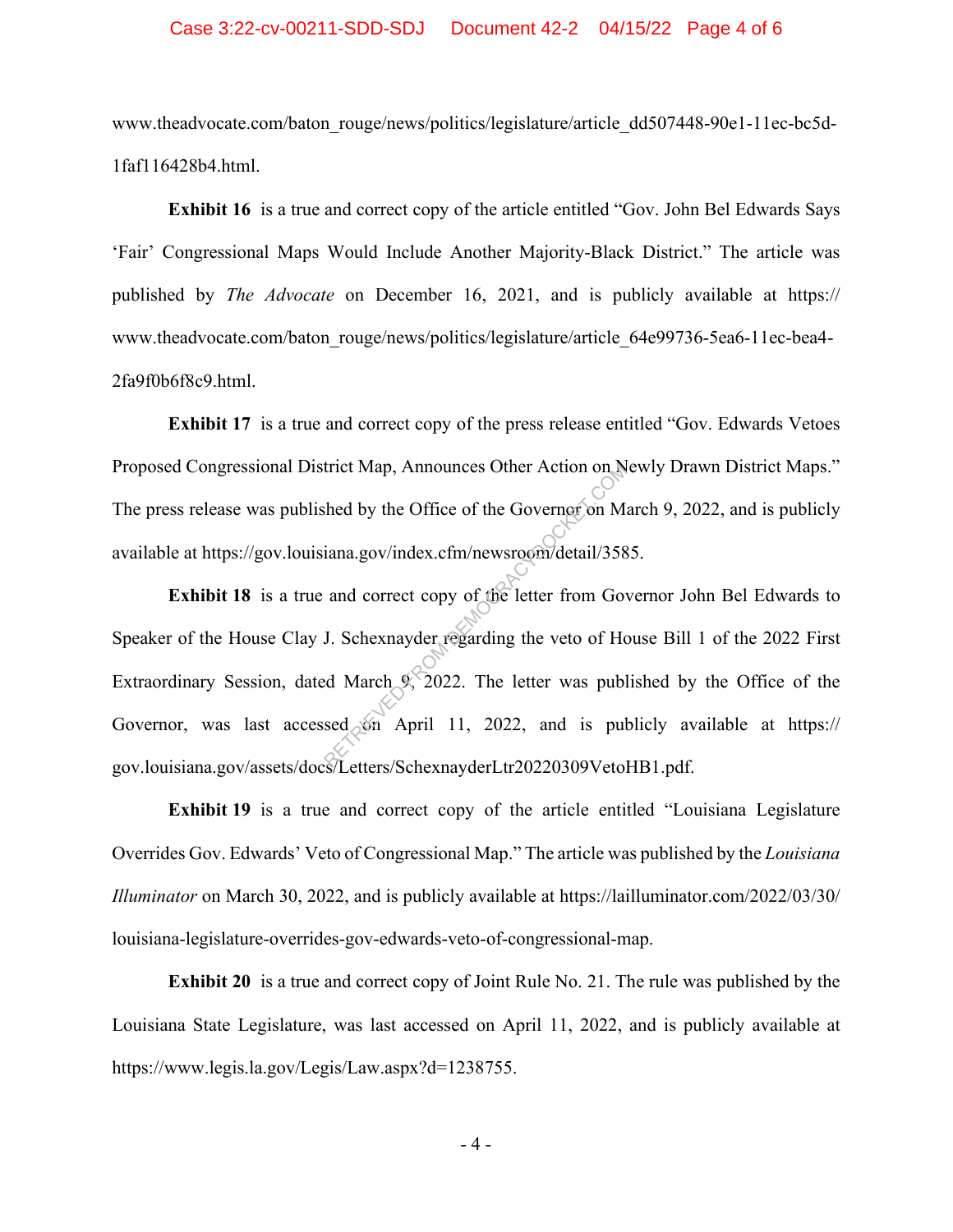www.theadvocate.com/baton_rouge/news/politics/legislature/article_dd507448-90e1-11ec-bc5d-1faf116428b4.html.

**Exhibit 16** is a true and correct copy of the article entitled "Gov. John Bel Edwards Says 'Fair' Congressional Maps Would Include Another Majority-Black District." The article was published by *The Advocate* on December 16, 2021, and is publicly available at https://www.theadvocate.com/baton_rouge/news/politics/legislature/article_64e99736-5ea6-11ec-bea4-2fa9f0b6f8c9.html.

**Exhibit 17** is a true and correct copy of the press release entitled "Gov. Edwards Vetoes Proposed Congressional District Map, Announces Other Action on Newly Drawn District Maps." The press release was published by the Office of the Governor on March 9, 2022, and is publicly available at https://gov.louisiana.gov/index.cfm/newsroom/detail/3585.

**Exhibit 18** is a true and correct copy of the letter from Governor John Bel Edwards to Speaker of the House Clay J. Schexnayder regarding the veto of House Bill 1 of the 2022 First Extraordinary Session, dated March 9, 2022. The letter was published by the Office of the Governor, was last accessed on April 11, 2022, and is publicly available at https://gov.louisiana.gov/assets/docs/Letters/SchexnayderLtr20220309VetoHB1.pdf.

**Exhibit 19** is a true and correct copy of the article entitled "Louisiana Legislature Overrides Gov. Edwards' Veto of Congressional Map." The article was published by the *Louisiana Illuminator* on March 30, 2022, and is publicly available at https://lailluminator.com/2022/03/30/louisiana-legislature-overrides-gov-edwards-veto-of-congressional-map.

**Exhibit 20** is a true and correct copy of Joint Rule No. 21. The rule was published by the Louisiana State Legislature, was last accessed on April 11, 2022, and is publicly available at https://www.legis.la.gov/Legis/Law.aspx?d=1238755.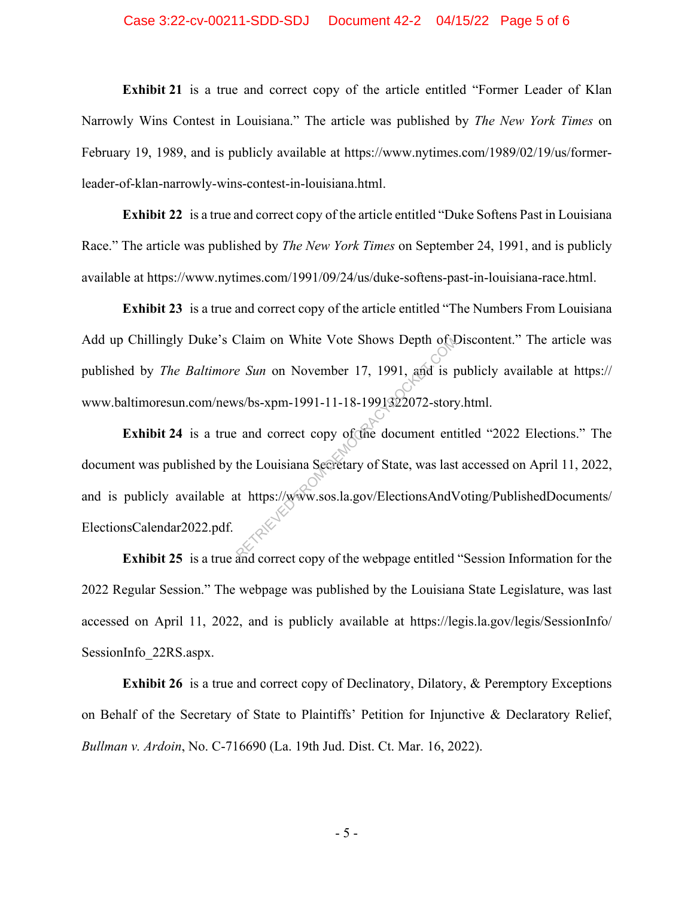**Exhibit 21** is a true and correct copy of the article entitled "Former Leader of Klan Narrowly Wins Contest in Louisiana." The article was published by *The New York Times* on February 19, 1989, and is publicly available at https://www.nytimes.com/1989/02/19/us/former-leader-of-klan-narrowly-wins-contest-in-louisiana.html.

**Exhibit 22** is a true and correct copy of the article entitled "Duke Softens Past in Louisiana Race." The article was published by *The New York Times* on September 24, 1991, and is publicly available at https://www.nytimes.com/1991/09/24/us/duke-softens-past-in-louisiana-race.html.

**Exhibit 23** is a true and correct copy of the article entitled "The Numbers From Louisiana Add up Chillingly Duke's Claim on White Vote Shows Depth of Discontent." The article was published by *The Baltimore Sun* on November 17, 1991, and is publicly available at https://www.baltimoresun.com/news/bs-xpm-1991-11-18-1991322072-story.html.

**Exhibit 24** is a true and correct copy of the document entitled "2022 Elections." The document was published by the Louisiana Secretary of State, was last accessed on April 11, 2022, and is publicly available at https://www.sos.la.gov/ElectionsAndVoting/PublishedDocuments/ElectionsCalendar2022.pdf.

**Exhibit 25** is a true and correct copy of the webpage entitled "Session Information for the 2022 Regular Session." The webpage was published by the Louisiana State Legislature, was last accessed on April 11, 2022, and is publicly available at https://legis.la.gov/legis/SessionInfo/SessionInfo_22RS.aspx.

**Exhibit 26** is a true and correct copy of Declinatory, Dilatory, & Peremptory Exceptions on Behalf of the Secretary of State to Plaintiffs' Petition for Injunctive & Declaratory Relief, *Bullman v. Ardoin*, No. C-716690 (La. 19th Jud. Dist. Ct. Mar. 16, 2022).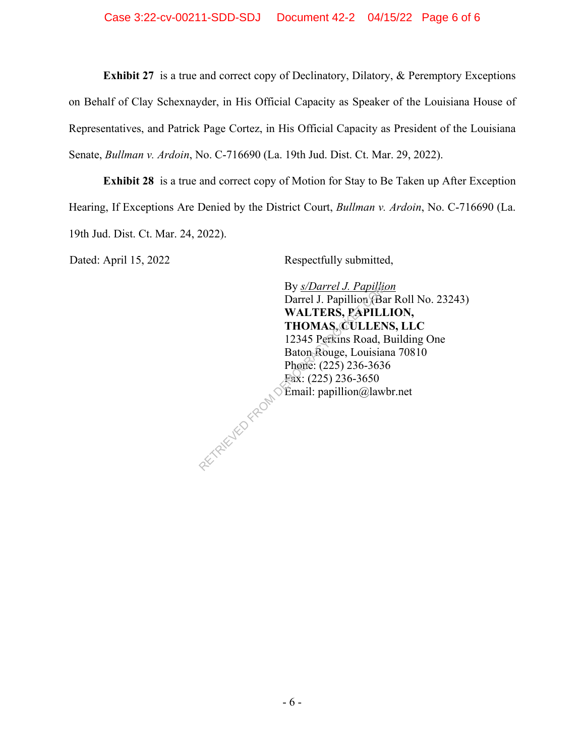**Exhibit 27** is a true and correct copy of Declinatory, Dilatory, & Peremptory Exceptions on Behalf of Clay Schexnayder, in His Official Capacity as Speaker of the Louisiana House of Representatives, and Patrick Page Cortez, in His Official Capacity as President of the Louisiana Senate, *Bullman v. Ardoin*, No. C-716690 (La. 19th Jud. Dist. Ct. Mar. 29, 2022).

**Exhibit 28** is a true and correct copy of Motion for Stay to Be Taken up After Exception Hearing, If Exceptions Are Denied by the District Court, *Bullman v. Ardoin*, No. C-716690 (La. 19th Jud. Dist. Ct. Mar. 24, 2022).

Dated: April 15, 2022

Respectfully submitted,

By *s/Darrel J. Papillion*
Darrel J. Papillion (Bar Roll No. 23243)
**WALTERS, PAPILLION, THOMAS, CULLENS, LLC**
12345 Perkins Road, Building One
Baton Rouge, Louisiana 70810
Phone: (225) 236-3636
Fax: (225) 236-3650
Email: papillion@lawbr.net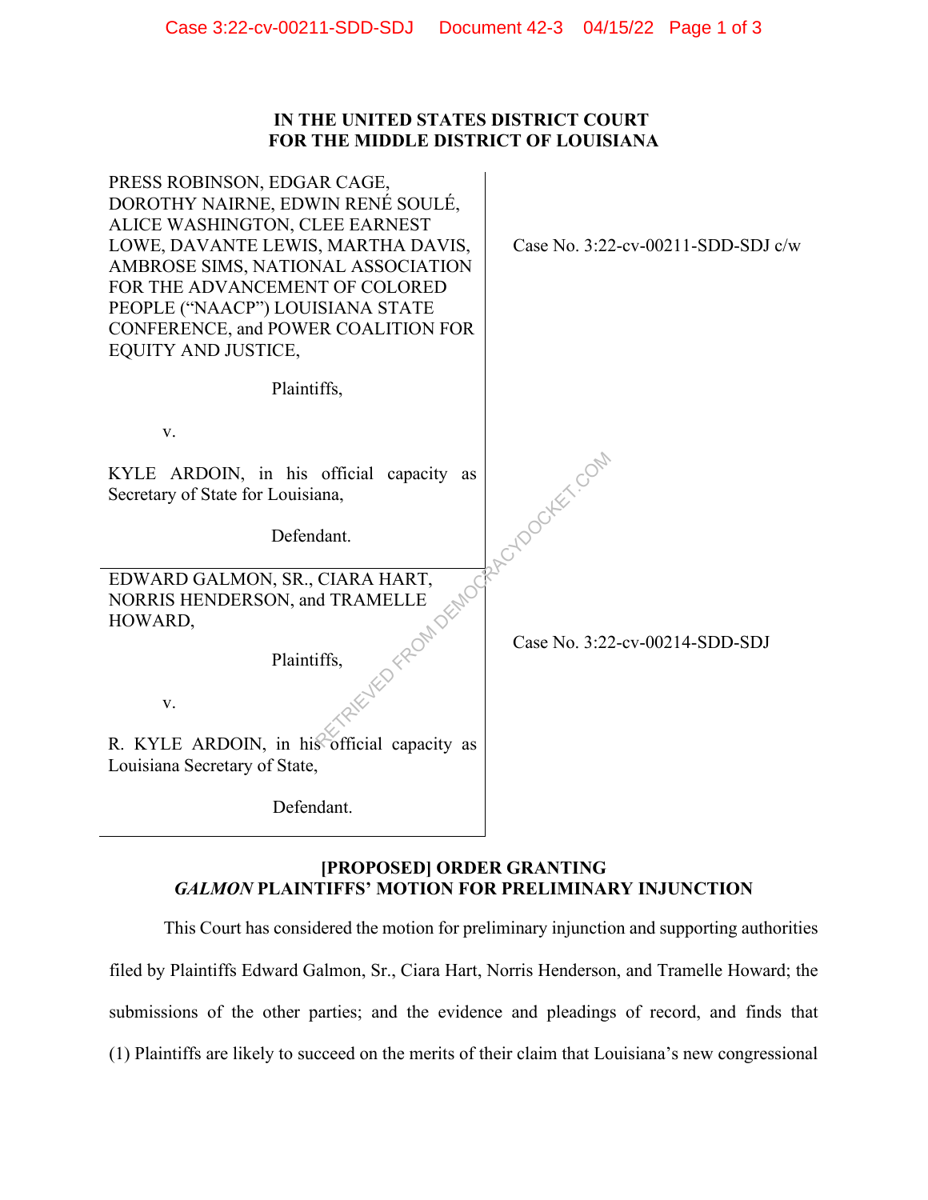**IN THE UNITED STATES DISTRICT COURT**
**FOR THE MIDDLE DISTRICT OF LOUISIANA**

| | |
|---|---|
| PRESS ROBINSON, EDGAR CAGE, DOROTHY NAIRNE, EDWIN RENÉ SOULÉ, ALICE WASHINGTON, CLEE EARNEST LOWE, DAVANTE LEWIS, MARTHA DAVIS, AMBROSE SIMS, NATIONAL ASSOCIATION FOR THE ADVANCEMENT OF COLORED PEOPLE ("NAACP") LOUISIANA STATE CONFERENCE, and POWER COALITION FOR EQUITY AND JUSTICE,<br><br>Plaintiffs,<br><br>v.<br><br>KYLE ARDOIN, in his official capacity as Secretary of State for Louisiana,<br><br>Defendant. | Case No. 3:22-cv-00211-SDD-SDJ c/w |
| EDWARD GALMON, SR., CIARA HART, NORRIS HENDERSON, and TRAMELLE HOWARD,<br><br>Plaintiffs,<br><br>v.<br><br>R. KYLE ARDOIN, in his official capacity as Louisiana Secretary of State,<br><br>Defendant. | Case No. 3:22-cv-00214-SDD-SDJ |

**[PROPOSED] ORDER GRANTING**
***GALMON* PLAINTIFFS' MOTION FOR PRELIMINARY INJUNCTION**

This Court has considered the motion for preliminary injunction and supporting authorities filed by Plaintiffs Edward Galmon, Sr., Ciara Hart, Norris Henderson, and Tramelle Howard; the submissions of the other parties; and the evidence and pleadings of record, and finds that (1) Plaintiffs are likely to succeed on the merits of their claim that Louisiana's new congressional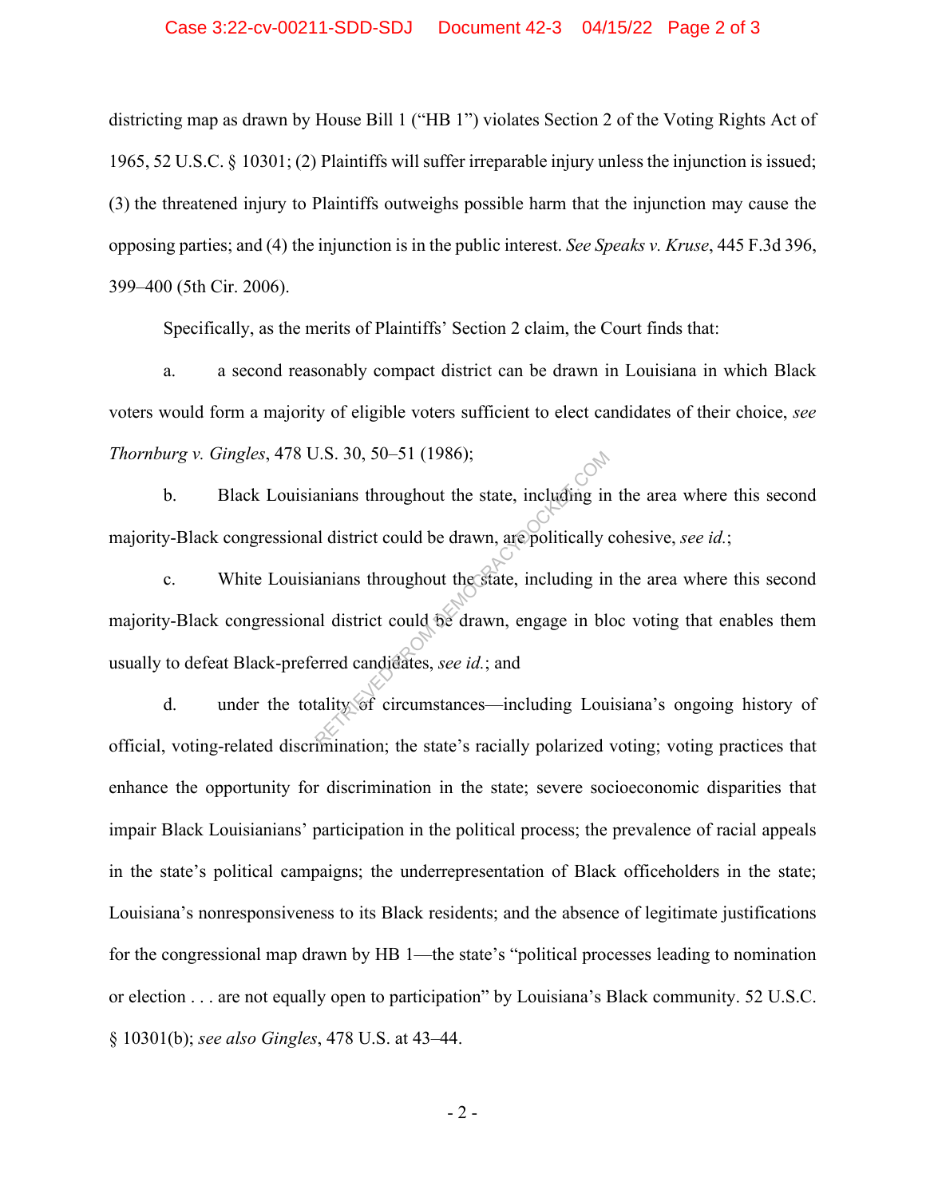districting map as drawn by House Bill 1 ("HB 1") violates Section 2 of the Voting Rights Act of 1965, 52 U.S.C. § 10301; (2) Plaintiffs will suffer irreparable injury unless the injunction is issued; (3) the threatened injury to Plaintiffs outweighs possible harm that the injunction may cause the opposing parties; and (4) the injunction is in the public interest. *See Speaks v. Kruse*, 445 F.3d 396, 399–400 (5th Cir. 2006).

Specifically, as the merits of Plaintiffs' Section 2 claim, the Court finds that:

a. a second reasonably compact district can be drawn in Louisiana in which Black voters would form a majority of eligible voters sufficient to elect candidates of their choice, *see Thornburg v. Gingles*, 478 U.S. 30, 50–51 (1986);

b. Black Louisianians throughout the state, including in the area where this second majority-Black congressional district could be drawn, are politically cohesive, *see id.*;

c. White Louisianians throughout the state, including in the area where this second majority-Black congressional district could be drawn, engage in bloc voting that enables them usually to defeat Black-preferred candidates, *see id.*; and

d. under the totality of circumstances—including Louisiana's ongoing history of official, voting-related discrimination; the state's racially polarized voting; voting practices that enhance the opportunity for discrimination in the state; severe socioeconomic disparities that impair Black Louisianians' participation in the political process; the prevalence of racial appeals in the state's political campaigns; the underrepresentation of Black officeholders in the state; Louisiana's nonresponsiveness to its Black residents; and the absence of legitimate justifications for the congressional map drawn by HB 1—the state's "political processes leading to nomination or election . . . are not equally open to participation" by Louisiana's Black community. 52 U.S.C. § 10301(b); *see also Gingles*, 478 U.S. at 43–44.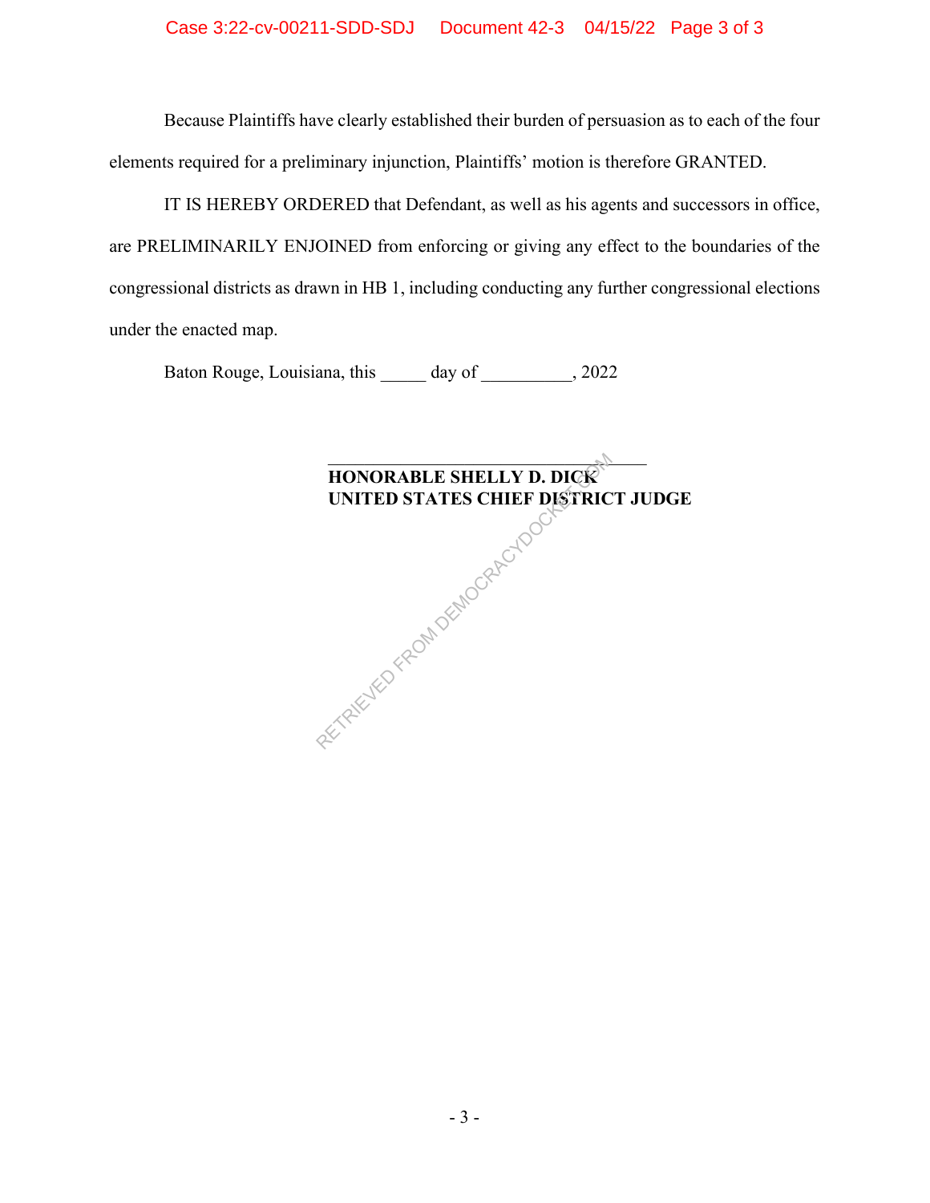Because Plaintiffs have clearly established their burden of persuasion as to each of the four elements required for a preliminary injunction, Plaintiffs' motion is therefore GRANTED.

IT IS HEREBY ORDERED that Defendant, as well as his agents and successors in office, are PRELIMINARILY ENJOINED from enforcing or giving any effect to the boundaries of the congressional districts as drawn in HB 1, including conducting any further congressional elections under the enacted map.

Baton Rouge, Louisiana, this _____ day of __________, 2022

___________________________________

**HONORABLE SHELLY D. DICK**
**UNITED STATES CHIEF DISTRICT JUDGE**